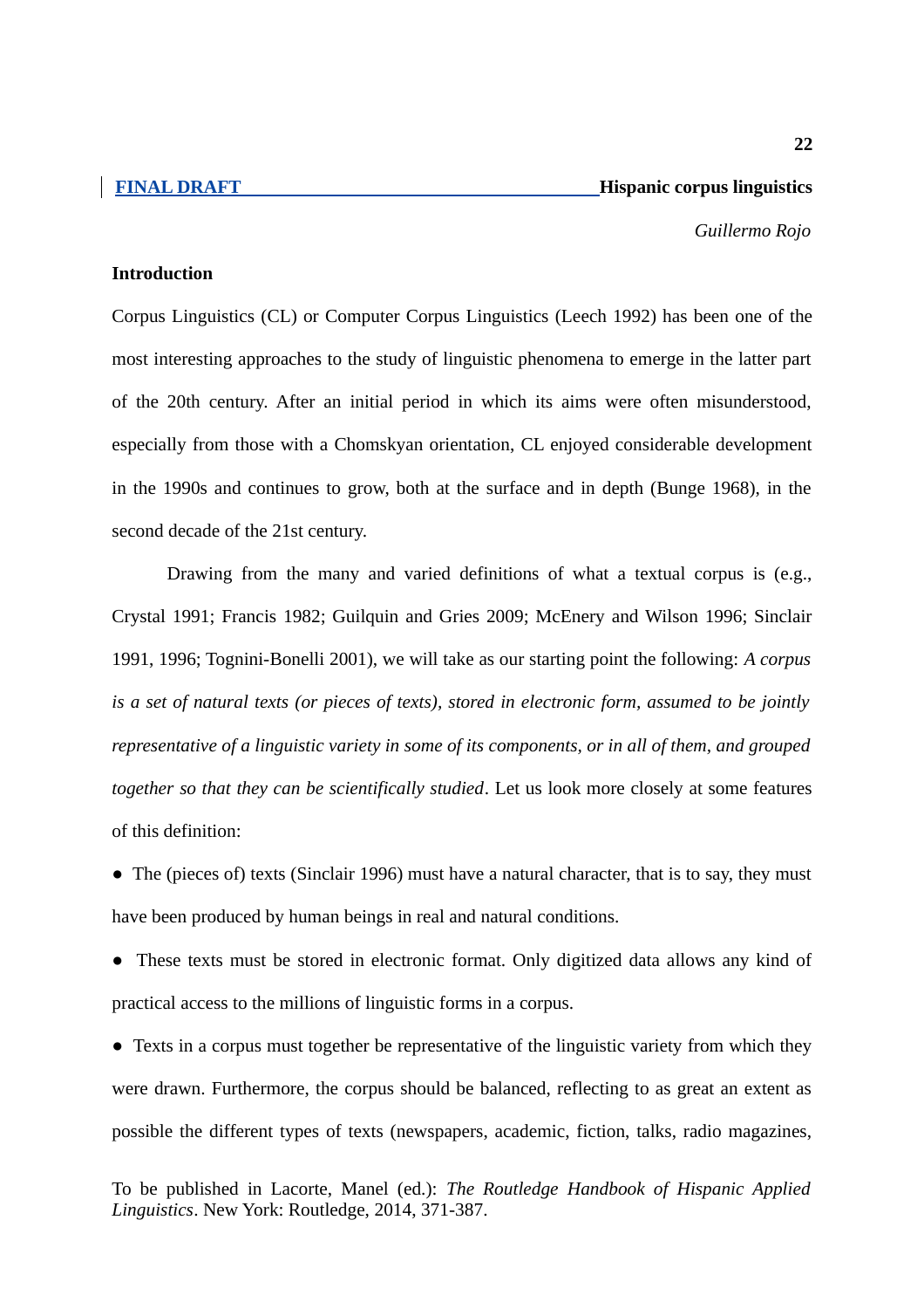FINAL DRAFT

# Hispanic corpus linguistics

*Guillermo Rojo*

## Introduction

Corpus Linguistics (CL) or Computer Corpus Linguistics (Leech 1992) has been one of the most interesting approaches to the study of linguistic phenomena to emerge in the latter part of the 20th century. After an initial period in which its aims were often misunderstood, especially from those with a Chomskyan orientation, CL enjoyed considerable development in the 1990s and continues to grow, both at the surface and in depth (Bunge 1968), in the second decade of the 21st century.

Drawing from the many and varied definitions of what a textual corpus is (e.g., Crystal 1991; Francis 1982; Guilquin and Gries 2009; McEnery and Wilson 1996; Sinclair 1991, 1996; Tognini-Bonelli 2001), we will take as our starting point the following: *A corpus is a set of natural texts (or pieces of texts), stored in electronic form, assumed to be jointly representative of a linguistic variety in some of its components, or in all of them, and grouped together so that they can be scientifically studied*. Let us look more closely at some features of this definition:

- The (pieces of) texts (Sinclair 1996) must have a natural character, that is to say, they must have been produced by human beings in real and natural conditions.
- These texts must be stored in electronic format. Only digitized data allows any kind of practical access to the millions of linguistic forms in a corpus.
- Texts in a corpus must together be representative of the linguistic variety from which they were drawn. Furthermore, the corpus should be balanced, reflecting to as great an extent as possible the different types of texts (newspapers, academic, fiction, talks, radio magazines,

To be published in Lacorte, Manel (ed.): *The Routledge Handbook of Hispanic Applied Linguistics*. New York: Routledge, 2014, 371-387.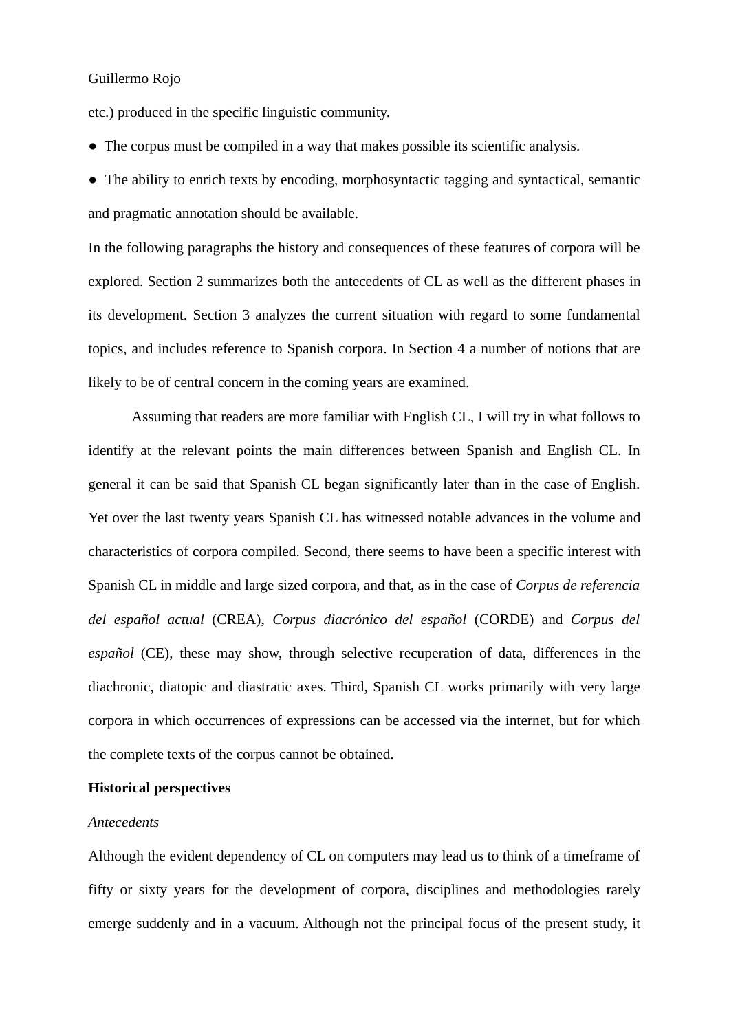etc.) produced in the specific linguistic community.

- The corpus must be compiled in a way that makes possible its scientific analysis.
- The ability to enrich texts by encoding, morphosyntactic tagging and syntactical, semantic and pragmatic annotation should be available.

In the following paragraphs the history and consequences of these features of corpora will be explored. Section 2 summarizes both the antecedents of CL as well as the different phases in its development. Section 3 analyzes the current situation with regard to some fundamental topics, and includes reference to Spanish corpora. In Section 4 a number of notions that are likely to be of central concern in the coming years are examined.

Assuming that readers are more familiar with English CL, I will try in what follows to identify at the relevant points the main differences between Spanish and English CL. In general it can be said that Spanish CL began significantly later than in the case of English. Yet over the last twenty years Spanish CL has witnessed notable advances in the volume and characteristics of corpora compiled. Second, there seems to have been a specific interest with Spanish CL in middle and large sized corpora, and that, as in the case of *Corpus de referencia del español actual* (CREA), *Corpus diacrónico del español* (CORDE) and *Corpus del español* (CE), these may show, through selective recuperation of data, differences in the diachronic, diatopic and diastratic axes. Third, Spanish CL works primarily with very large corpora in which occurrences of expressions can be accessed via the internet, but for which the complete texts of the corpus cannot be obtained.

## Historical perspectives

### *Antecedents*

Although the evident dependency of CL on computers may lead us to think of a timeframe of fifty or sixty years for the development of corpora, disciplines and methodologies rarely emerge suddenly and in a vacuum. Although not the principal focus of the present study, it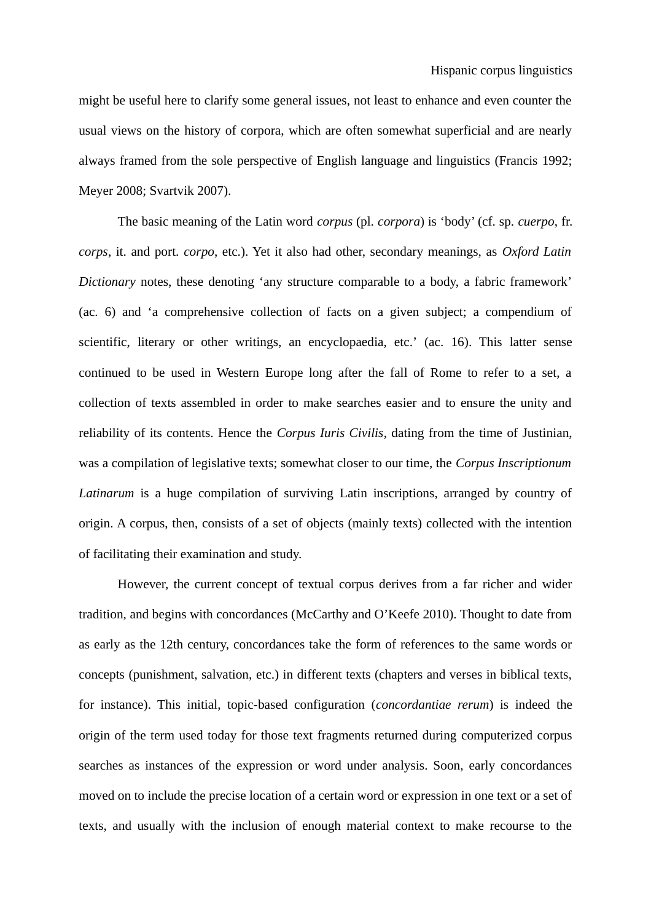might be useful here to clarify some general issues, not least to enhance and even counter the usual views on the history of corpora, which are often somewhat superficial and are nearly always framed from the sole perspective of English language and linguistics (Francis 1992; Meyer 2008; Svartvik 2007).

The basic meaning of the Latin word *corpus* (pl. *corpora*) is ‘body’ (cf. sp. *cuerpo*, fr. *corps*, it. and port. *corpo*, etc.). Yet it also had other, secondary meanings, as *Oxford Latin Dictionary* notes, these denoting ‘any structure comparable to a body, a fabric framework’ (ac. 6) and ‘a comprehensive collection of facts on a given subject; a compendium of scientific, literary or other writings, an encyclopaedia, etc.’ (ac. 16). This latter sense continued to be used in Western Europe long after the fall of Rome to refer to a set, a collection of texts assembled in order to make searches easier and to ensure the unity and reliability of its contents. Hence the *Corpus Iuris Civilis*, dating from the time of Justinian, was a compilation of legislative texts; somewhat closer to our time, the *Corpus Inscriptionum Latinarum* is a huge compilation of surviving Latin inscriptions, arranged by country of origin. A corpus, then, consists of a set of objects (mainly texts) collected with the intention of facilitating their examination and study.

However, the current concept of textual corpus derives from a far richer and wider tradition, and begins with concordances (McCarthy and O’Keefe 2010). Thought to date from as early as the 12th century, concordances take the form of references to the same words or concepts (punishment, salvation, etc.) in different texts (chapters and verses in biblical texts, for instance). This initial, topic-based configuration (*concordantiae rerum*) is indeed the origin of the term used today for those text fragments returned during computerized corpus searches as instances of the expression or word under analysis. Soon, early concordances moved on to include the precise location of a certain word or expression in one text or a set of texts, and usually with the inclusion of enough material context to make recourse to the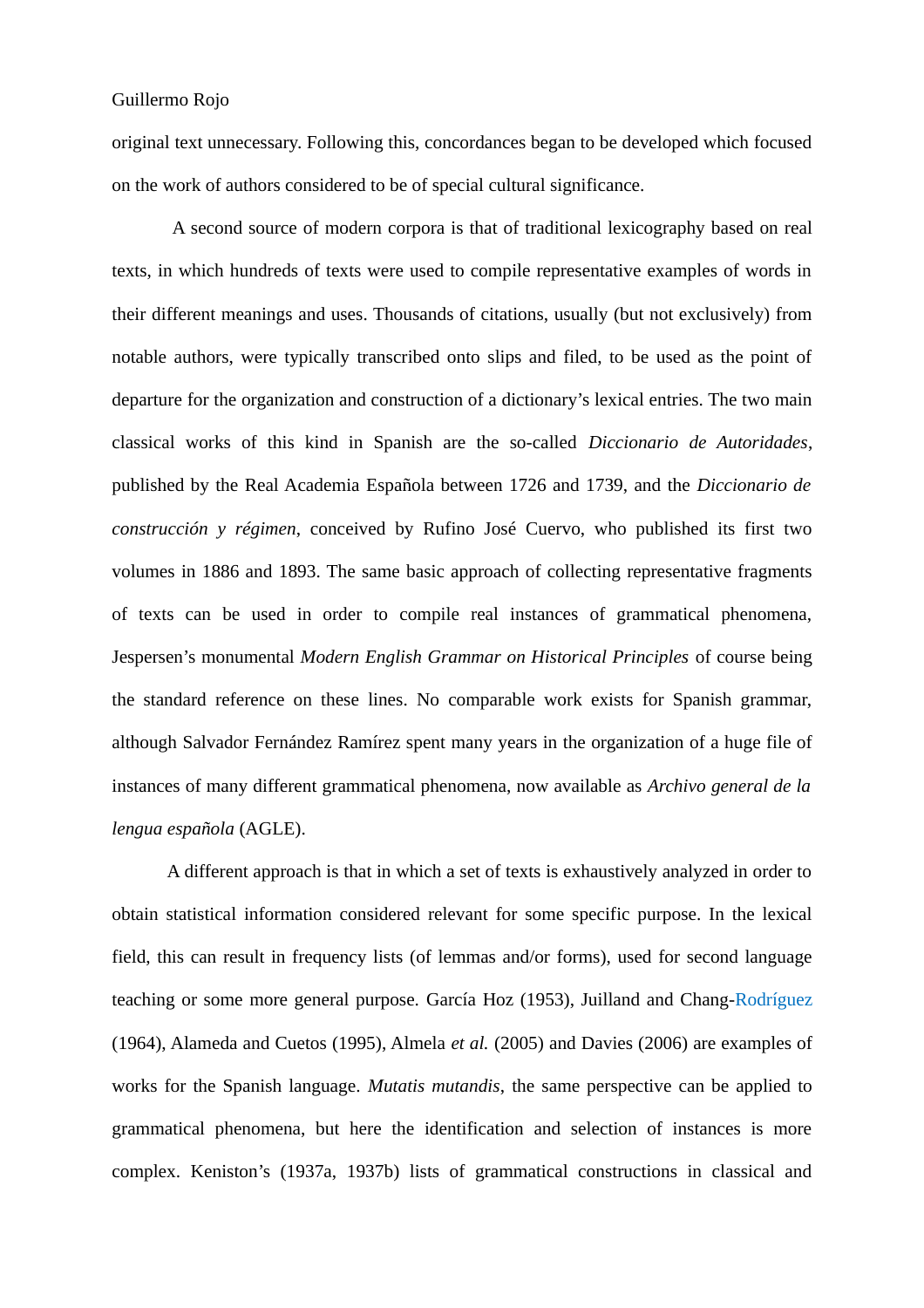original text unnecessary. Following this, concordances began to be developed which focused on the work of authors considered to be of special cultural significance.

A second source of modern corpora is that of traditional lexicography based on real texts, in which hundreds of texts were used to compile representative examples of words in their different meanings and uses. Thousands of citations, usually (but not exclusively) from notable authors, were typically transcribed onto slips and filed, to be used as the point of departure for the organization and construction of a dictionary's lexical entries. The two main classical works of this kind in Spanish are the so-called *Diccionario de Autoridades*, published by the Real Academia Española between 1726 and 1739, and the *Diccionario de construcción y régimen*, conceived by Rufino José Cuervo, who published its first two volumes in 1886 and 1893. The same basic approach of collecting representative fragments of texts can be used in order to compile real instances of grammatical phenomena, Jespersen's monumental *Modern English Grammar on Historical Principles* of course being the standard reference on these lines. No comparable work exists for Spanish grammar, although Salvador Fernández Ramírez spent many years in the organization of a huge file of instances of many different grammatical phenomena, now available as *Archivo general de la lengua española* (AGLE).

A different approach is that in which a set of texts is exhaustively analyzed in order to obtain statistical information considered relevant for some specific purpose. In the lexical field, this can result in frequency lists (of lemmas and/or forms), used for second language teaching or some more general purpose. García Hoz (1953), Juilland and Chang-Rodríguez (1964), Alameda and Cuetos (1995), Almela *et al.* (2005) and Davies (2006) are examples of works for the Spanish language. *Mutatis mutandis*, the same perspective can be applied to grammatical phenomena, but here the identification and selection of instances is more complex. Keniston's (1937a, 1937b) lists of grammatical constructions in classical and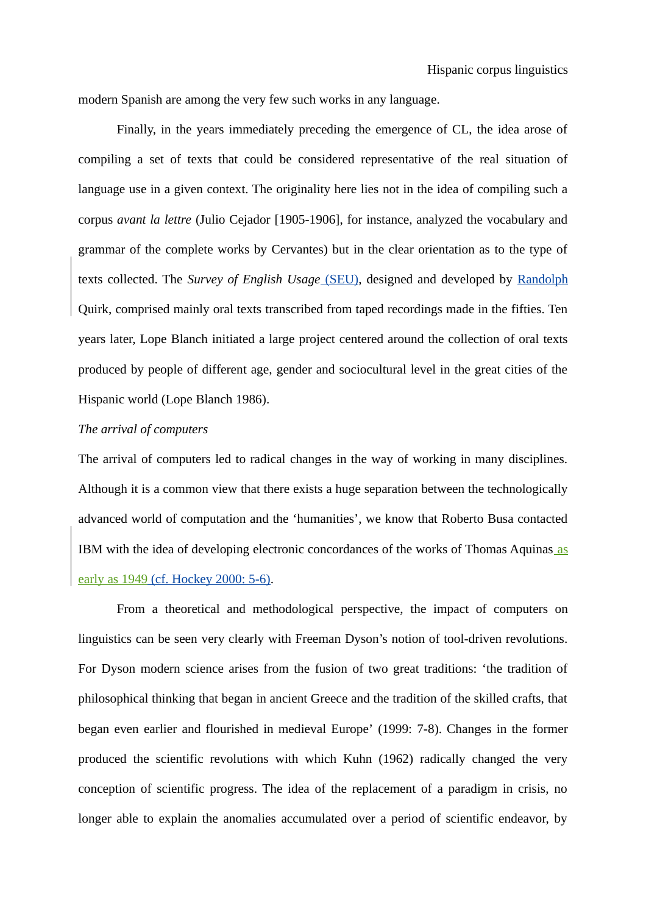modern Spanish are among the very few such works in any language.

Finally, in the years immediately preceding the emergence of CL, the idea arose of compiling a set of texts that could be considered representative of the real situation of language use in a given context. The originality here lies not in the idea of compiling such a corpus *avant la lettre* (Julio Cejador [1905-1906], for instance, analyzed the vocabulary and grammar of the complete works by Cervantes) but in the clear orientation as to the type of texts collected. The *Survey of English Usage* (SEU), designed and developed by Randolph Quirk, comprised mainly oral texts transcribed from taped recordings made in the fifties. Ten years later, Lope Blanch initiated a large project centered around the collection of oral texts produced by people of different age, gender and sociocultural level in the great cities of the Hispanic world (Lope Blanch 1986).

*The arrival of computers*

The arrival of computers led to radical changes in the way of working in many disciplines. Although it is a common view that there exists a huge separation between the technologically advanced world of computation and the 'humanities', we know that Roberto Busa contacted IBM with the idea of developing electronic concordances of the works of Thomas Aquinas as early as 1949 (cf. Hockey 2000: 5-6).

From a theoretical and methodological perspective, the impact of computers on linguistics can be seen very clearly with Freeman Dyson's notion of tool-driven revolutions. For Dyson modern science arises from the fusion of two great traditions: 'the tradition of philosophical thinking that began in ancient Greece and the tradition of the skilled crafts, that began even earlier and flourished in medieval Europe' (1999: 7-8). Changes in the former produced the scientific revolutions with which Kuhn (1962) radically changed the very conception of scientific progress. The idea of the replacement of a paradigm in crisis, no longer able to explain the anomalies accumulated over a period of scientific endeavor, by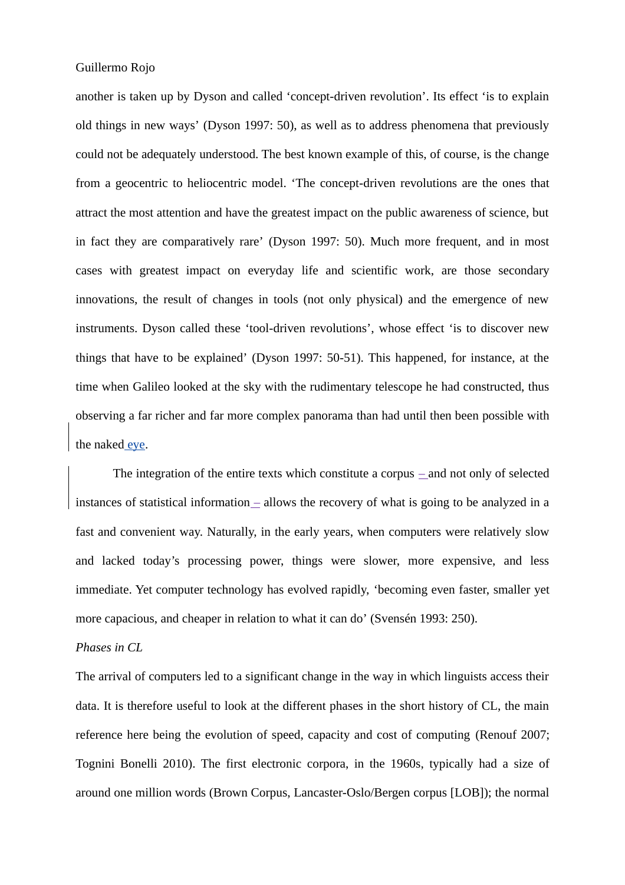another is taken up by Dyson and called 'concept-driven revolution'. Its effect 'is to explain old things in new ways' (Dyson 1997: 50), as well as to address phenomena that previously could not be adequately understood. The best known example of this, of course, is the change from a geocentric to heliocentric model. 'The concept-driven revolutions are the ones that attract the most attention and have the greatest impact on the public awareness of science, but in fact they are comparatively rare' (Dyson 1997: 50). Much more frequent, and in most cases with greatest impact on everyday life and scientific work, are those secondary innovations, the result of changes in tools (not only physical) and the emergence of new instruments. Dyson called these 'tool-driven revolutions', whose effect 'is to discover new things that have to be explained' (Dyson 1997: 50-51). This happened, for instance, at the time when Galileo looked at the sky with the rudimentary telescope he had constructed, thus observing a far richer and far more complex panorama than had until then been possible with the naked eye.

The integration of the entire texts which constitute a corpus – and not only of selected instances of statistical information – allows the recovery of what is going to be analyzed in a fast and convenient way. Naturally, in the early years, when computers were relatively slow and lacked today's processing power, things were slower, more expensive, and less immediate. Yet computer technology has evolved rapidly, 'becoming even faster, smaller yet more capacious, and cheaper in relation to what it can do' (Svensén 1993: 250).

*Phases in CL*

The arrival of computers led to a significant change in the way in which linguists access their data. It is therefore useful to look at the different phases in the short history of CL, the main reference here being the evolution of speed, capacity and cost of computing (Renouf 2007; Tognini Bonelli 2010). The first electronic corpora, in the 1960s, typically had a size of around one million words (Brown Corpus, Lancaster-Oslo/Bergen corpus [LOB]); the normal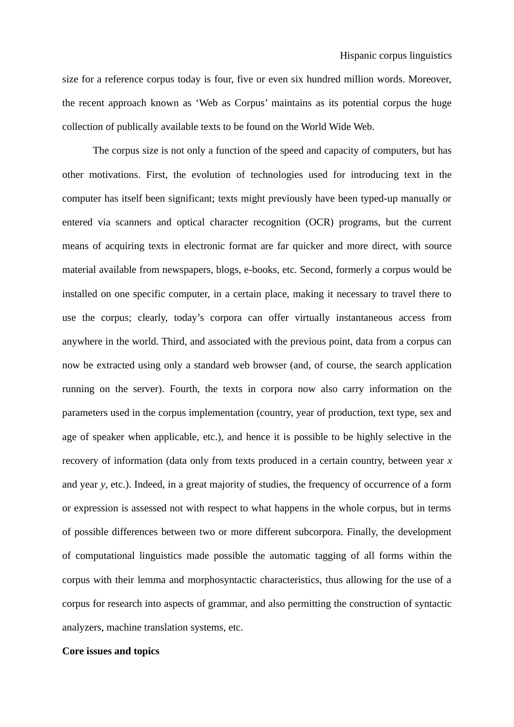size for a reference corpus today is four, five or even six hundred million words. Moreover, the recent approach known as ‘Web as Corpus’ maintains as its potential corpus the huge collection of publically available texts to be found on the World Wide Web.

The corpus size is not only a function of the speed and capacity of computers, but has other motivations. First, the evolution of technologies used for introducing text in the computer has itself been significant; texts might previously have been typed-up manually or entered via scanners and optical character recognition (OCR) programs, but the current means of acquiring texts in electronic format are far quicker and more direct, with source material available from newspapers, blogs, e-books, etc. Second, formerly a corpus would be installed on one specific computer, in a certain place, making it necessary to travel there to use the corpus; clearly, today’s corpora can offer virtually instantaneous access from anywhere in the world. Third, and associated with the previous point, data from a corpus can now be extracted using only a standard web browser (and, of course, the search application running on the server). Fourth, the texts in corpora now also carry information on the parameters used in the corpus implementation (country, year of production, text type, sex and age of speaker when applicable, etc.), and hence it is possible to be highly selective in the recovery of information (data only from texts produced in a certain country, between year *x* and year *y*, etc.). Indeed, in a great majority of studies, the frequency of occurrence of a form or expression is assessed not with respect to what happens in the whole corpus, but in terms of possible differences between two or more different subcorpora. Finally, the development of computational linguistics made possible the automatic tagging of all forms within the corpus with their lemma and morphosyntactic characteristics, thus allowing for the use of a corpus for research into aspects of grammar, and also permitting the construction of syntactic analyzers, machine translation systems, etc.

**Core issues and topics**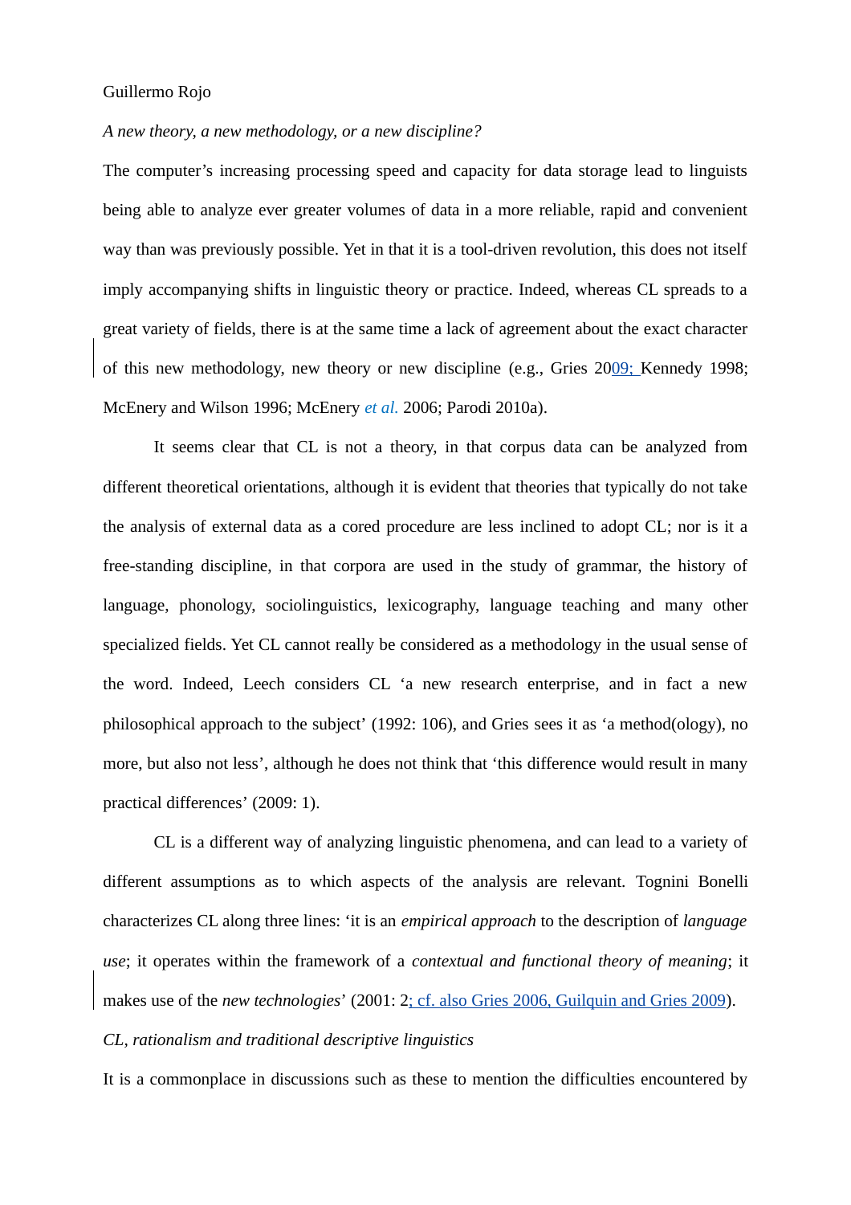Guillermo Rojo

*A new theory, a new methodology, or a new discipline?*

The computer's increasing processing speed and capacity for data storage lead to linguists being able to analyze ever greater volumes of data in a more reliable, rapid and convenient way than was previously possible. Yet in that it is a tool-driven revolution, this does not itself imply accompanying shifts in linguistic theory or practice. Indeed, whereas CL spreads to a great variety of fields, there is at the same time a lack of agreement about the exact character of this new methodology, new theory or new discipline (e.g., Gries 2009; Kennedy 1998; McEnery and Wilson 1996; McEnery *et al.* 2006; Parodi 2010a).

It seems clear that CL is not a theory, in that corpus data can be analyzed from different theoretical orientations, although it is evident that theories that typically do not take the analysis of external data as a cored procedure are less inclined to adopt CL; nor is it a free-standing discipline, in that corpora are used in the study of grammar, the history of language, phonology, sociolinguistics, lexicography, language teaching and many other specialized fields. Yet CL cannot really be considered as a methodology in the usual sense of the word. Indeed, Leech considers CL 'a new research enterprise, and in fact a new philosophical approach to the subject' (1992: 106), and Gries sees it as 'a method(ology), no more, but also not less', although he does not think that 'this difference would result in many practical differences' (2009: 1).

CL is a different way of analyzing linguistic phenomena, and can lead to a variety of different assumptions as to which aspects of the analysis are relevant. Tognini Bonelli characterizes CL along three lines: 'it is an *empirical approach* to the description of *language use*; it operates within the framework of a *contextual and functional theory of meaning*; it makes use of the *new technologies*' (2001: 2; cf. also Gries 2006, Guilquin and Gries 2009).

*CL, rationalism and traditional descriptive linguistics*

It is a commonplace in discussions such as these to mention the difficulties encountered by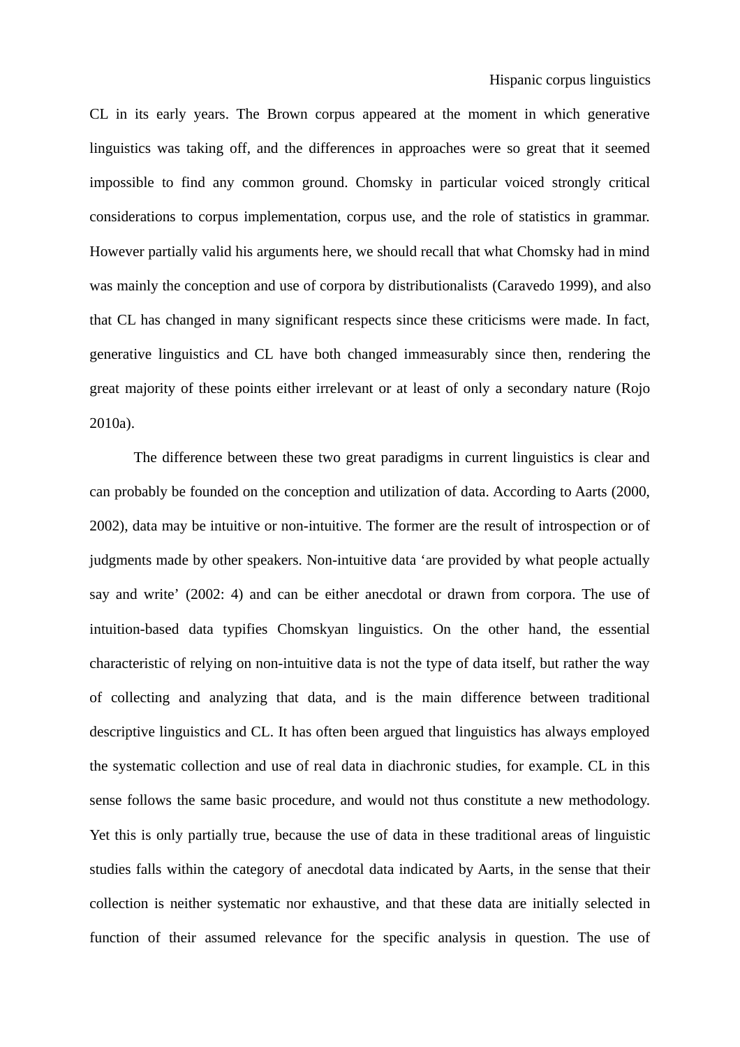CL in its early years. The Brown corpus appeared at the moment in which generative linguistics was taking off, and the differences in approaches were so great that it seemed impossible to find any common ground. Chomsky in particular voiced strongly critical considerations to corpus implementation, corpus use, and the role of statistics in grammar. However partially valid his arguments here, we should recall that what Chomsky had in mind was mainly the conception and use of corpora by distributionalists (Caravedo 1999), and also that CL has changed in many significant respects since these criticisms were made. In fact, generative linguistics and CL have both changed immeasurably since then, rendering the great majority of these points either irrelevant or at least of only a secondary nature (Rojo 2010a).

The difference between these two great paradigms in current linguistics is clear and can probably be founded on the conception and utilization of data. According to Aarts (2000, 2002), data may be intuitive or non-intuitive. The former are the result of introspection or of judgments made by other speakers. Non-intuitive data 'are provided by what people actually say and write' (2002: 4) and can be either anecdotal or drawn from corpora. The use of intuition-based data typifies Chomskyan linguistics. On the other hand, the essential characteristic of relying on non-intuitive data is not the type of data itself, but rather the way of collecting and analyzing that data, and is the main difference between traditional descriptive linguistics and CL. It has often been argued that linguistics has always employed the systematic collection and use of real data in diachronic studies, for example. CL in this sense follows the same basic procedure, and would not thus constitute a new methodology. Yet this is only partially true, because the use of data in these traditional areas of linguistic studies falls within the category of anecdotal data indicated by Aarts, in the sense that their collection is neither systematic nor exhaustive, and that these data are initially selected in function of their assumed relevance for the specific analysis in question. The use of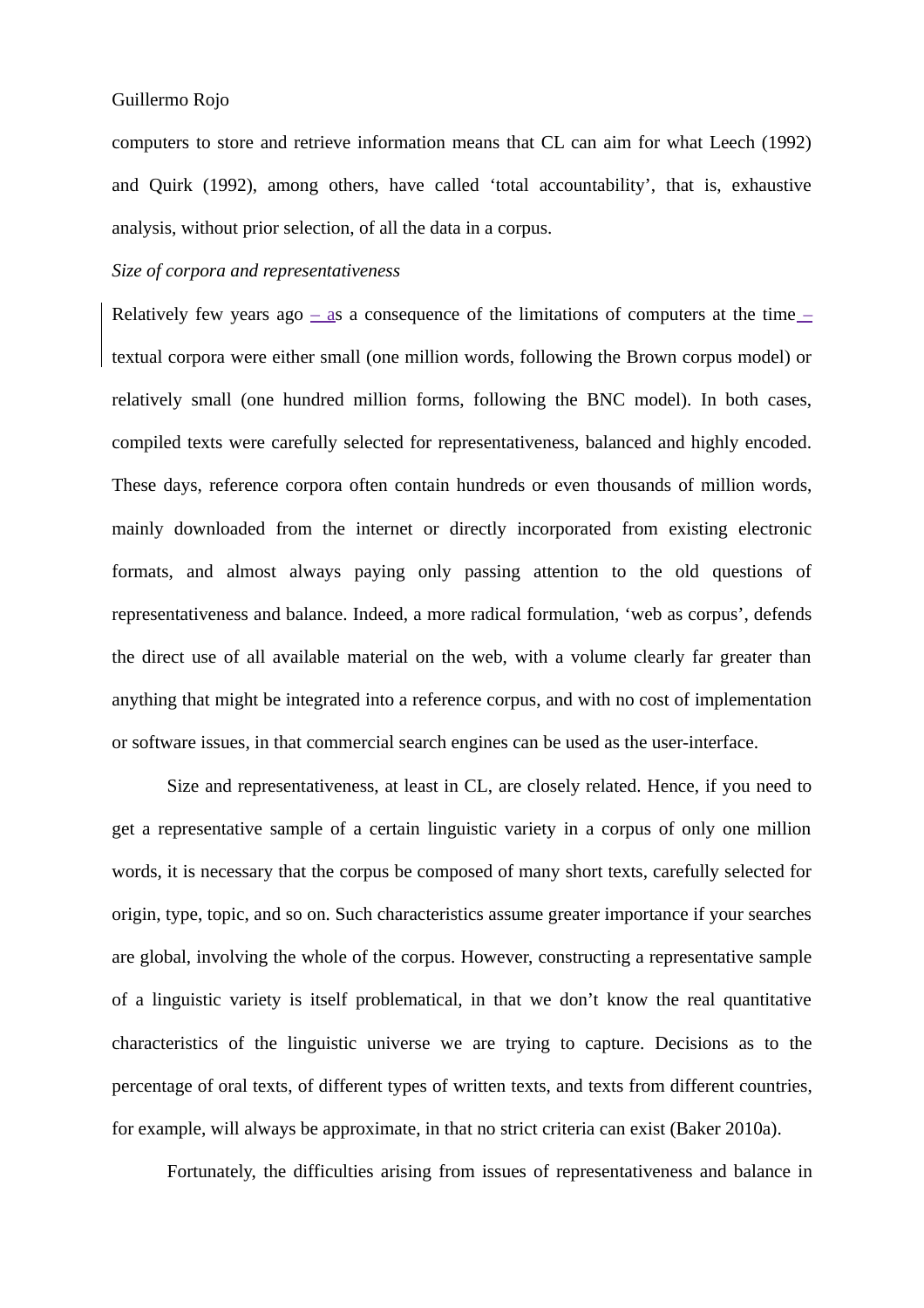computers to store and retrieve information means that CL can aim for what Leech (1992) and Quirk (1992), among others, have called ‘total accountability’, that is, exhaustive analysis, without prior selection, of all the data in a corpus.

*Size of corpora and representativeness*

Relatively few years ago – as a consequence of the limitations of computers at the time – textual corpora were either small (one million words, following the Brown corpus model) or relatively small (one hundred million forms, following the BNC model). In both cases, compiled texts were carefully selected for representativeness, balanced and highly encoded. These days, reference corpora often contain hundreds or even thousands of million words, mainly downloaded from the internet or directly incorporated from existing electronic formats, and almost always paying only passing attention to the old questions of representativeness and balance. Indeed, a more radical formulation, ‘web as corpus’, defends the direct use of all available material on the web, with a volume clearly far greater than anything that might be integrated into a reference corpus, and with no cost of implementation or software issues, in that commercial search engines can be used as the user-interface.

Size and representativeness, at least in CL, are closely related. Hence, if you need to get a representative sample of a certain linguistic variety in a corpus of only one million words, it is necessary that the corpus be composed of many short texts, carefully selected for origin, type, topic, and so on. Such characteristics assume greater importance if your searches are global, involving the whole of the corpus. However, constructing a representative sample of a linguistic variety is itself problematical, in that we don’t know the real quantitative characteristics of the linguistic universe we are trying to capture. Decisions as to the percentage of oral texts, of different types of written texts, and texts from different countries, for example, will always be approximate, in that no strict criteria can exist (Baker 2010a).

Fortunately, the difficulties arising from issues of representativeness and balance in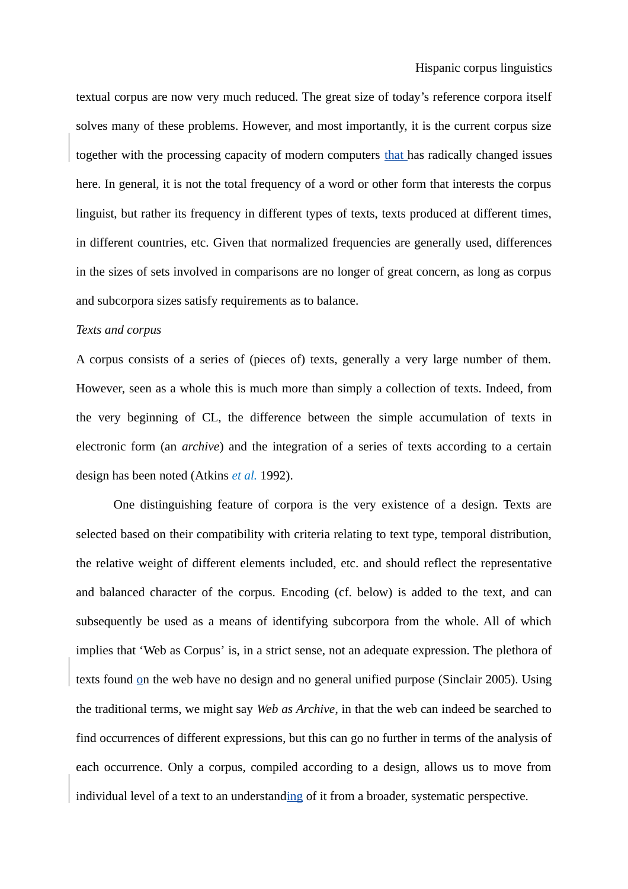textual corpus are now very much reduced. The great size of today's reference corpora itself solves many of these problems. However, and most importantly, it is the current corpus size together with the processing capacity of modern computers that has radically changed issues here. In general, it is not the total frequency of a word or other form that interests the corpus linguist, but rather its frequency in different types of texts, texts produced at different times, in different countries, etc. Given that normalized frequencies are generally used, differences in the sizes of sets involved in comparisons are no longer of great concern, as long as corpus and subcorpora sizes satisfy requirements as to balance.

*Texts and corpus*

A corpus consists of a series of (pieces of) texts, generally a very large number of them. However, seen as a whole this is much more than simply a collection of texts. Indeed, from the very beginning of CL, the difference between the simple accumulation of texts in electronic form (an *archive*) and the integration of a series of texts according to a certain design has been noted (Atkins *et al.* 1992).

One distinguishing feature of corpora is the very existence of a design. Texts are selected based on their compatibility with criteria relating to text type, temporal distribution, the relative weight of different elements included, etc. and should reflect the representative and balanced character of the corpus. Encoding (cf. below) is added to the text, and can subsequently be used as a means of identifying subcorpora from the whole. All of which implies that 'Web as Corpus' is, in a strict sense, not an adequate expression. The plethora of texts found on the web have no design and no general unified purpose (Sinclair 2005). Using the traditional terms, we might say *Web as Archive*, in that the web can indeed be searched to find occurrences of different expressions, but this can go no further in terms of the analysis of each occurrence. Only a corpus, compiled according to a design, allows us to move from individual level of a text to an understanding of it from a broader, systematic perspective.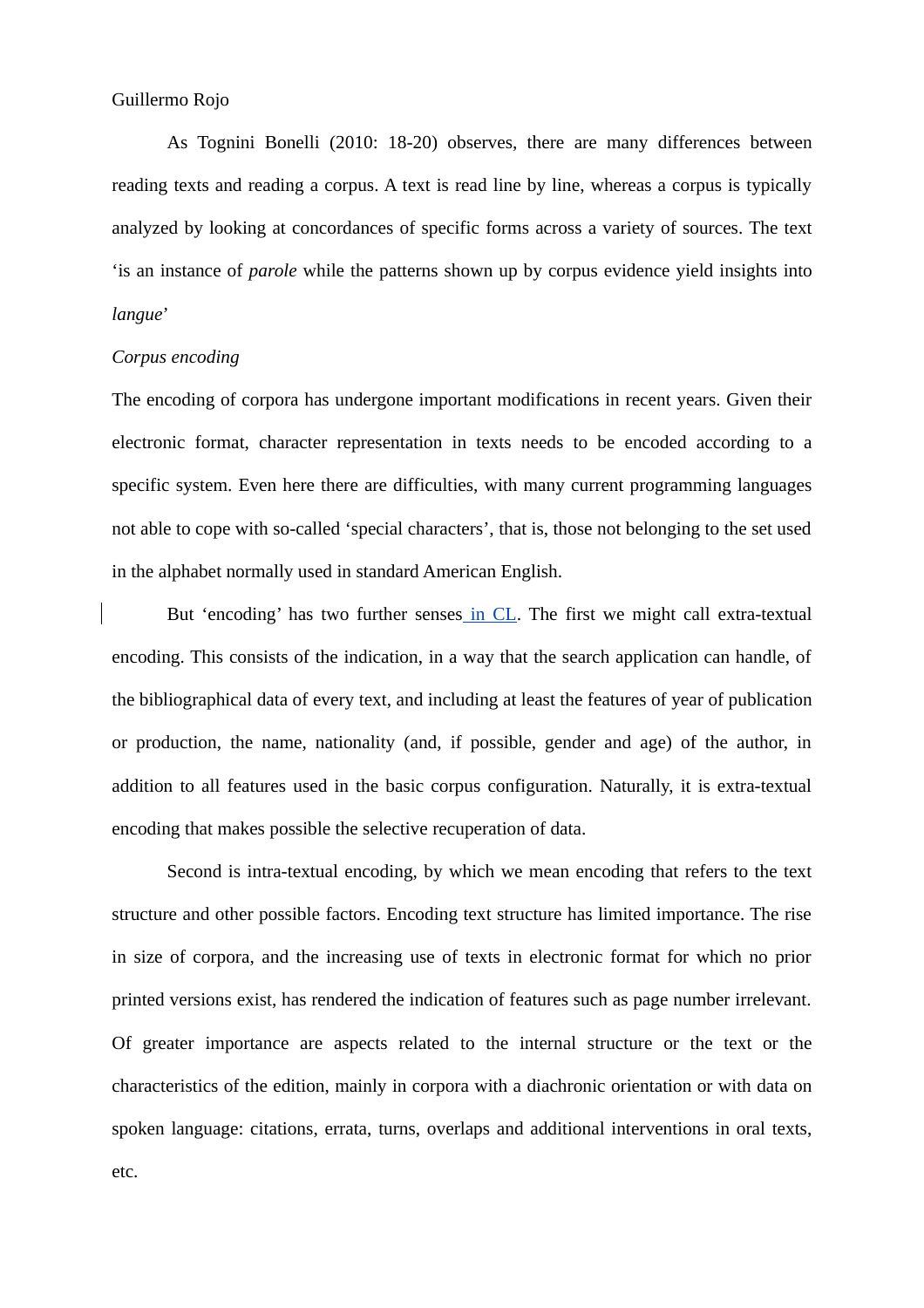As Tognini Bonelli (2010: 18-20) observes, there are many differences between reading texts and reading a corpus. A text is read line by line, whereas a corpus is typically analyzed by looking at concordances of specific forms across a variety of sources. The text ‘is an instance of *parole* while the patterns shown up by corpus evidence yield insights into *langue*’

*Corpus encoding*

The encoding of corpora has undergone important modifications in recent years. Given their electronic format, character representation in texts needs to be encoded according to a specific system. Even here there are difficulties, with many current programming languages not able to cope with so-called ‘special characters’, that is, those not belonging to the set used in the alphabet normally used in standard American English.

But ‘encoding’ has two further senses in CL. The first we might call extra-textual encoding. This consists of the indication, in a way that the search application can handle, of the bibliographical data of every text, and including at least the features of year of publication or production, the name, nationality (and, if possible, gender and age) of the author, in addition to all features used in the basic corpus configuration. Naturally, it is extra-textual encoding that makes possible the selective recuperation of data.

Second is intra-textual encoding, by which we mean encoding that refers to the text structure and other possible factors. Encoding text structure has limited importance. The rise in size of corpora, and the increasing use of texts in electronic format for which no prior printed versions exist, has rendered the indication of features such as page number irrelevant. Of greater importance are aspects related to the internal structure or the text or the characteristics of the edition, mainly in corpora with a diachronic orientation or with data on spoken language: citations, errata, turns, overlaps and additional interventions in oral texts, etc.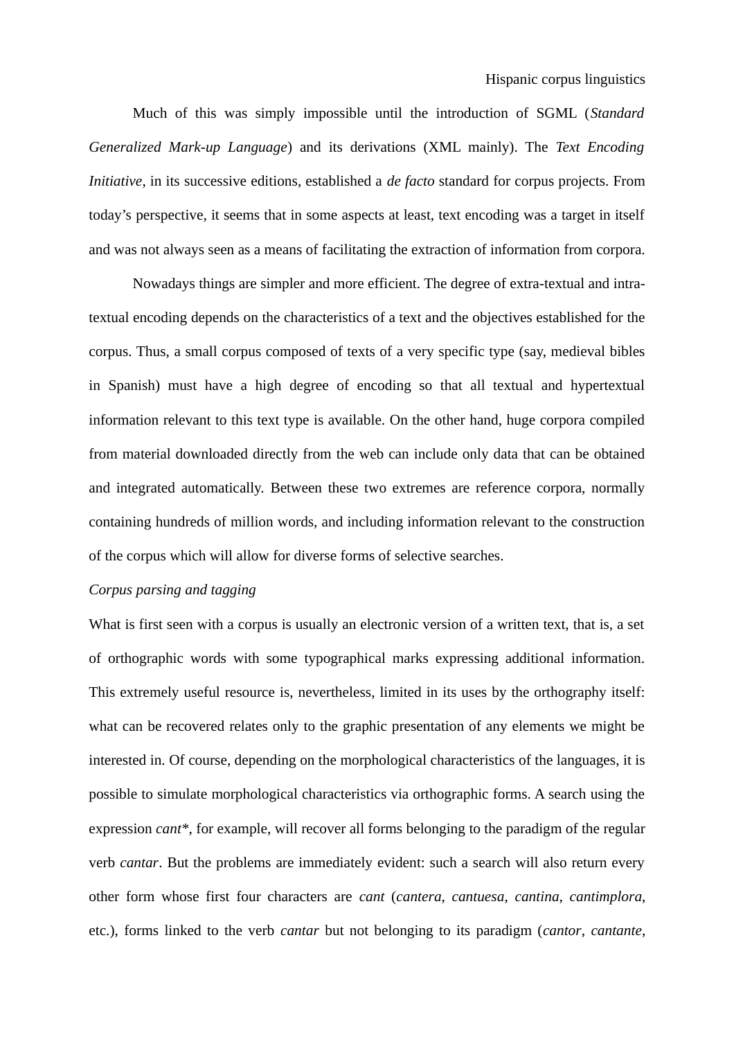Much of this was simply impossible until the introduction of SGML (*Standard Generalized Mark-up Language*) and its derivations (XML mainly). The *Text Encoding Initiative*, in its successive editions, established a *de facto* standard for corpus projects. From today's perspective, it seems that in some aspects at least, text encoding was a target in itself and was not always seen as a means of facilitating the extraction of information from corpora.

Nowadays things are simpler and more efficient. The degree of extra-textual and intra-textual encoding depends on the characteristics of a text and the objectives established for the corpus. Thus, a small corpus composed of texts of a very specific type (say, medieval bibles in Spanish) must have a high degree of encoding so that all textual and hypertextual information relevant to this text type is available. On the other hand, huge corpora compiled from material downloaded directly from the web can include only data that can be obtained and integrated automatically. Between these two extremes are reference corpora, normally containing hundreds of million words, and including information relevant to the construction of the corpus which will allow for diverse forms of selective searches.

*Corpus parsing and tagging*

What is first seen with a corpus is usually an electronic version of a written text, that is, a set of orthographic words with some typographical marks expressing additional information. This extremely useful resource is, nevertheless, limited in its uses by the orthography itself: what can be recovered relates only to the graphic presentation of any elements we might be interested in. Of course, depending on the morphological characteristics of the languages, it is possible to simulate morphological characteristics via orthographic forms. A search using the expression *cant**, for example, will recover all forms belonging to the paradigm of the regular verb *cantar*. But the problems are immediately evident: such a search will also return every other form whose first four characters are *cant* (*cantera*, *cantuesa*, *cantina*, *cantimplora*, etc.), forms linked to the verb *cantar* but not belonging to its paradigm (*cantor*, *cantante*,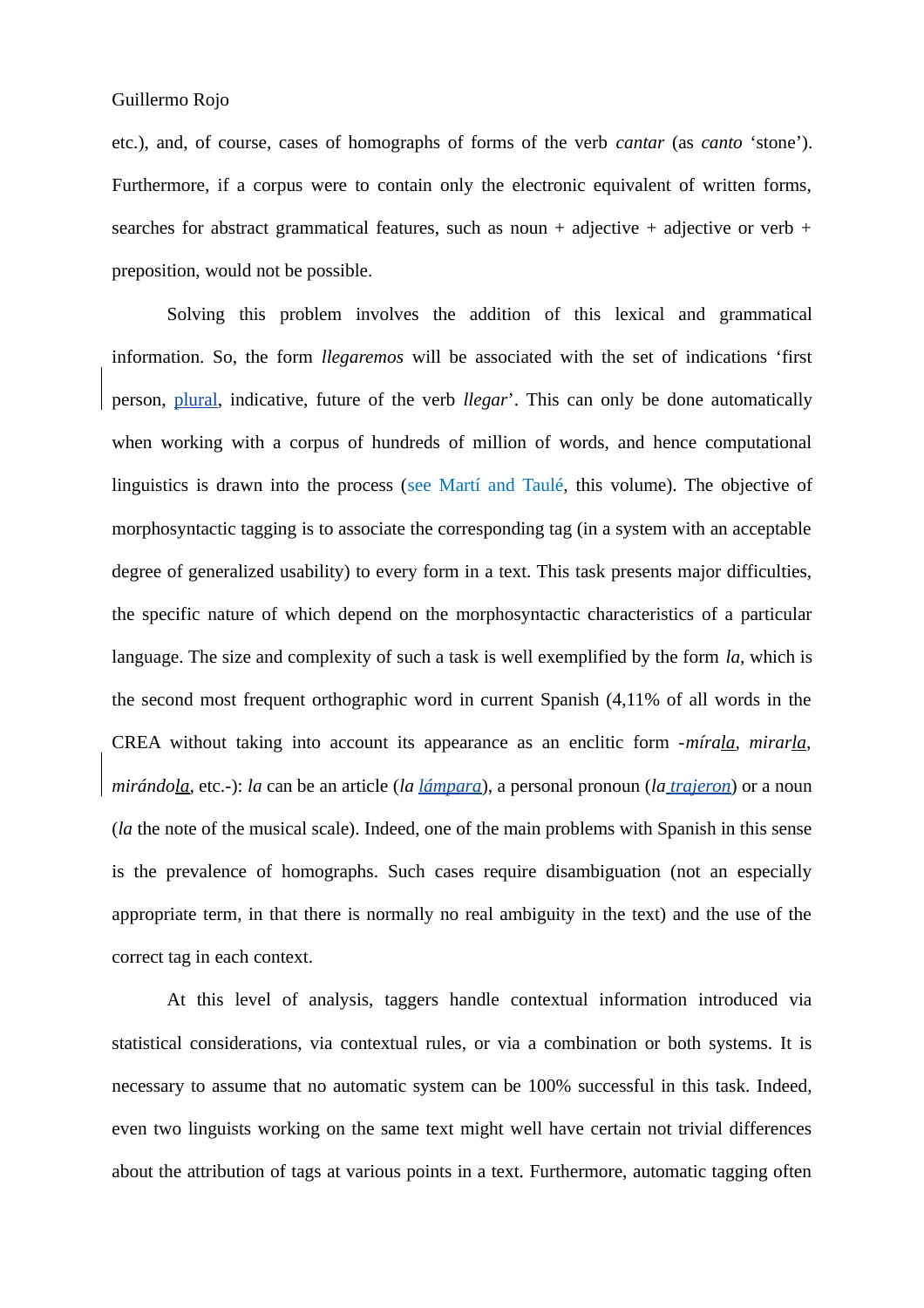etc.), and, of course, cases of homographs of forms of the verb *cantar* (as *canto* 'stone'). Furthermore, if a corpus were to contain only the electronic equivalent of written forms, searches for abstract grammatical features, such as noun + adjective + adjective or verb + preposition, would not be possible.

Solving this problem involves the addition of this lexical and grammatical information. So, the form *llegaremos* will be associated with the set of indications 'first person, plural, indicative, future of the verb *llegar*'. This can only be done automatically when working with a corpus of hundreds of million of words, and hence computational linguistics is drawn into the process (see Martí and Taulé, this volume). The objective of morphosyntactic tagging is to associate the corresponding tag (in a system with an acceptable degree of generalized usability) to every form in a text. This task presents major difficulties, the specific nature of which depend on the morphosyntactic characteristics of a particular language. The size and complexity of such a task is well exemplified by the form *la*, which is the second most frequent orthographic word in current Spanish (4,11% of all words in the CREA without taking into account its appearance as an enclitic form -*mírala*, *mirarla*, *mirándola*, etc.-): *la* can be an article (*la lámpara*), a personal pronoun (*la trajeron*) or a noun (*la* the note of the musical scale). Indeed, one of the main problems with Spanish in this sense is the prevalence of homographs. Such cases require disambiguation (not an especially appropriate term, in that there is normally no real ambiguity in the text) and the use of the correct tag in each context.

At this level of analysis, taggers handle contextual information introduced via statistical considerations, via contextual rules, or via a combination or both systems. It is necessary to assume that no automatic system can be 100% successful in this task. Indeed, even two linguists working on the same text might well have certain not trivial differences about the attribution of tags at various points in a text. Furthermore, automatic tagging often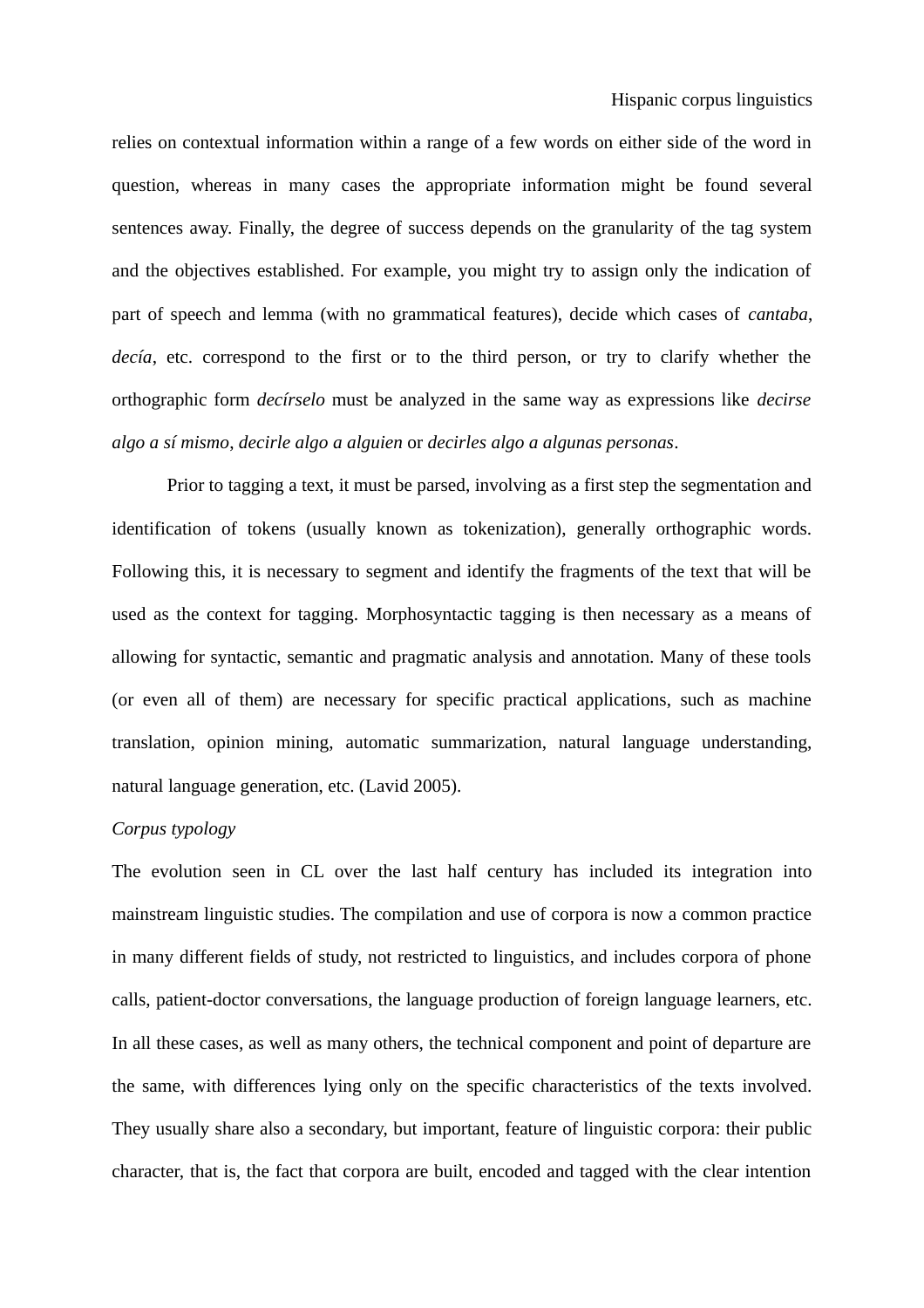relies on contextual information within a range of a few words on either side of the word in question, whereas in many cases the appropriate information might be found several sentences away. Finally, the degree of success depends on the granularity of the tag system and the objectives established. For example, you might try to assign only the indication of part of speech and lemma (with no grammatical features), decide which cases of *cantaba*, *decía*, etc. correspond to the first or to the third person, or try to clarify whether the orthographic form *decírselo* must be analyzed in the same way as expressions like *decirse algo a sí mismo*, *decirle algo a alguien* or *decirles algo a algunas personas*.

Prior to tagging a text, it must be parsed, involving as a first step the segmentation and identification of tokens (usually known as tokenization), generally orthographic words. Following this, it is necessary to segment and identify the fragments of the text that will be used as the context for tagging. Morphosyntactic tagging is then necessary as a means of allowing for syntactic, semantic and pragmatic analysis and annotation. Many of these tools (or even all of them) are necessary for specific practical applications, such as machine translation, opinion mining, automatic summarization, natural language understanding, natural language generation, etc. (Lavid 2005).

*Corpus typology*

The evolution seen in CL over the last half century has included its integration into mainstream linguistic studies. The compilation and use of corpora is now a common practice in many different fields of study, not restricted to linguistics, and includes corpora of phone calls, patient-doctor conversations, the language production of foreign language learners, etc. In all these cases, as well as many others, the technical component and point of departure are the same, with differences lying only on the specific characteristics of the texts involved. They usually share also a secondary, but important, feature of linguistic corpora: their public character, that is, the fact that corpora are built, encoded and tagged with the clear intention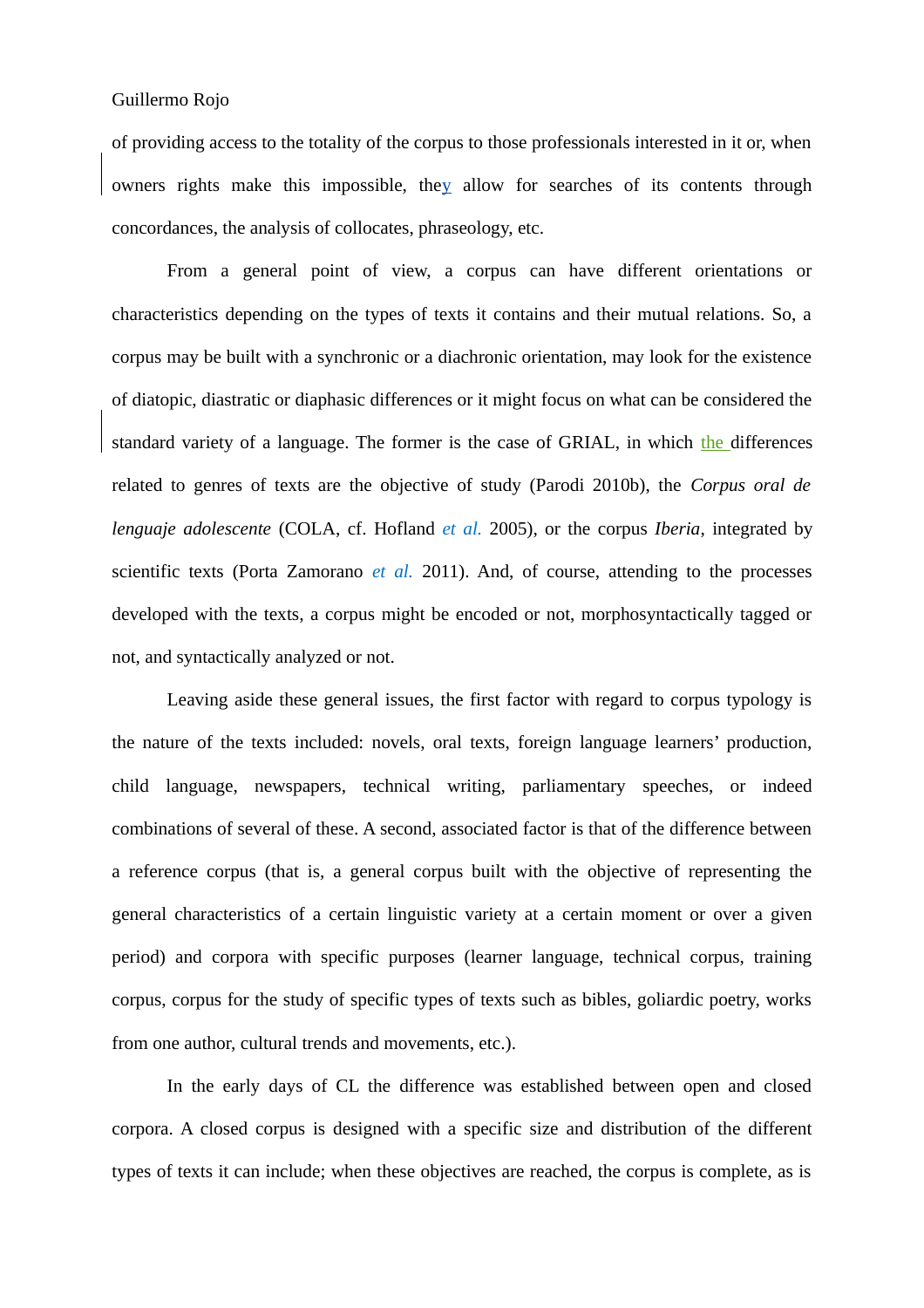of providing access to the totality of the corpus to those professionals interested in it or, when owners rights make this impossible, they allow for searches of its contents through concordances, the analysis of collocates, phraseology, etc.

From a general point of view, a corpus can have different orientations or characteristics depending on the types of texts it contains and their mutual relations. So, a corpus may be built with a synchronic or a diachronic orientation, may look for the existence of diatopic, diastratic or diaphasic differences or it might focus on what can be considered the standard variety of a language. The former is the case of GRIAL, in which the differences related to genres of texts are the objective of study (Parodi 2010b), the *Corpus oral de lenguaje adolescente* (COLA, cf. Hofland *et al.* 2005), or the corpus *Iberia*, integrated by scientific texts (Porta Zamorano *et al.* 2011). And, of course, attending to the processes developed with the texts, a corpus might be encoded or not, morphosyntactically tagged or not, and syntactically analyzed or not.

Leaving aside these general issues, the first factor with regard to corpus typology is the nature of the texts included: novels, oral texts, foreign language learners' production, child language, newspapers, technical writing, parliamentary speeches, or indeed combinations of several of these. A second, associated factor is that of the difference between a reference corpus (that is, a general corpus built with the objective of representing the general characteristics of a certain linguistic variety at a certain moment or over a given period) and corpora with specific purposes (learner language, technical corpus, training corpus, corpus for the study of specific types of texts such as bibles, goliardic poetry, works from one author, cultural trends and movements, etc.).

In the early days of CL the difference was established between open and closed corpora. A closed corpus is designed with a specific size and distribution of the different types of texts it can include; when these objectives are reached, the corpus is complete, as is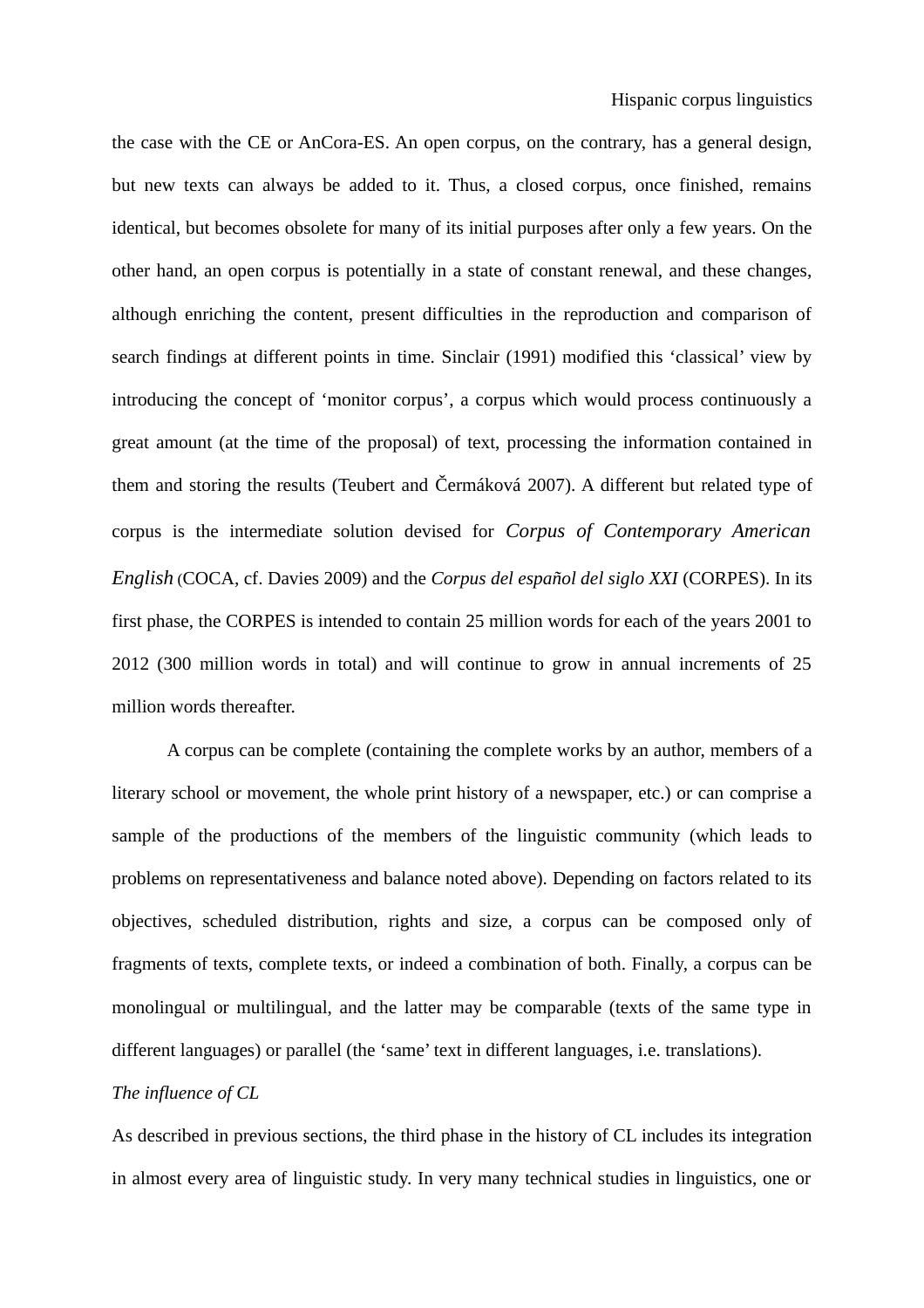the case with the CE or AnCora-ES. An open corpus, on the contrary, has a general design, but new texts can always be added to it. Thus, a closed corpus, once finished, remains identical, but becomes obsolete for many of its initial purposes after only a few years. On the other hand, an open corpus is potentially in a state of constant renewal, and these changes, although enriching the content, present difficulties in the reproduction and comparison of search findings at different points in time. Sinclair (1991) modified this 'classical' view by introducing the concept of 'monitor corpus', a corpus which would process continuously a great amount (at the time of the proposal) of text, processing the information contained in them and storing the results (Teubert and Čermáková 2007). A different but related type of corpus is the intermediate solution devised for *Corpus of Contemporary American English* (COCA, cf. Davies 2009) and the *Corpus del español del siglo XXI* (CORPES). In its first phase, the CORPES is intended to contain 25 million words for each of the years 2001 to 2012 (300 million words in total) and will continue to grow in annual increments of 25 million words thereafter.

A corpus can be complete (containing the complete works by an author, members of a literary school or movement, the whole print history of a newspaper, etc.) or can comprise a sample of the productions of the members of the linguistic community (which leads to problems on representativeness and balance noted above). Depending on factors related to its objectives, scheduled distribution, rights and size, a corpus can be composed only of fragments of texts, complete texts, or indeed a combination of both. Finally, a corpus can be monolingual or multilingual, and the latter may be comparable (texts of the same type in different languages) or parallel (the 'same' text in different languages, i.e. translations).

*The influence of CL*

As described in previous sections, the third phase in the history of CL includes its integration in almost every area of linguistic study. In very many technical studies in linguistics, one or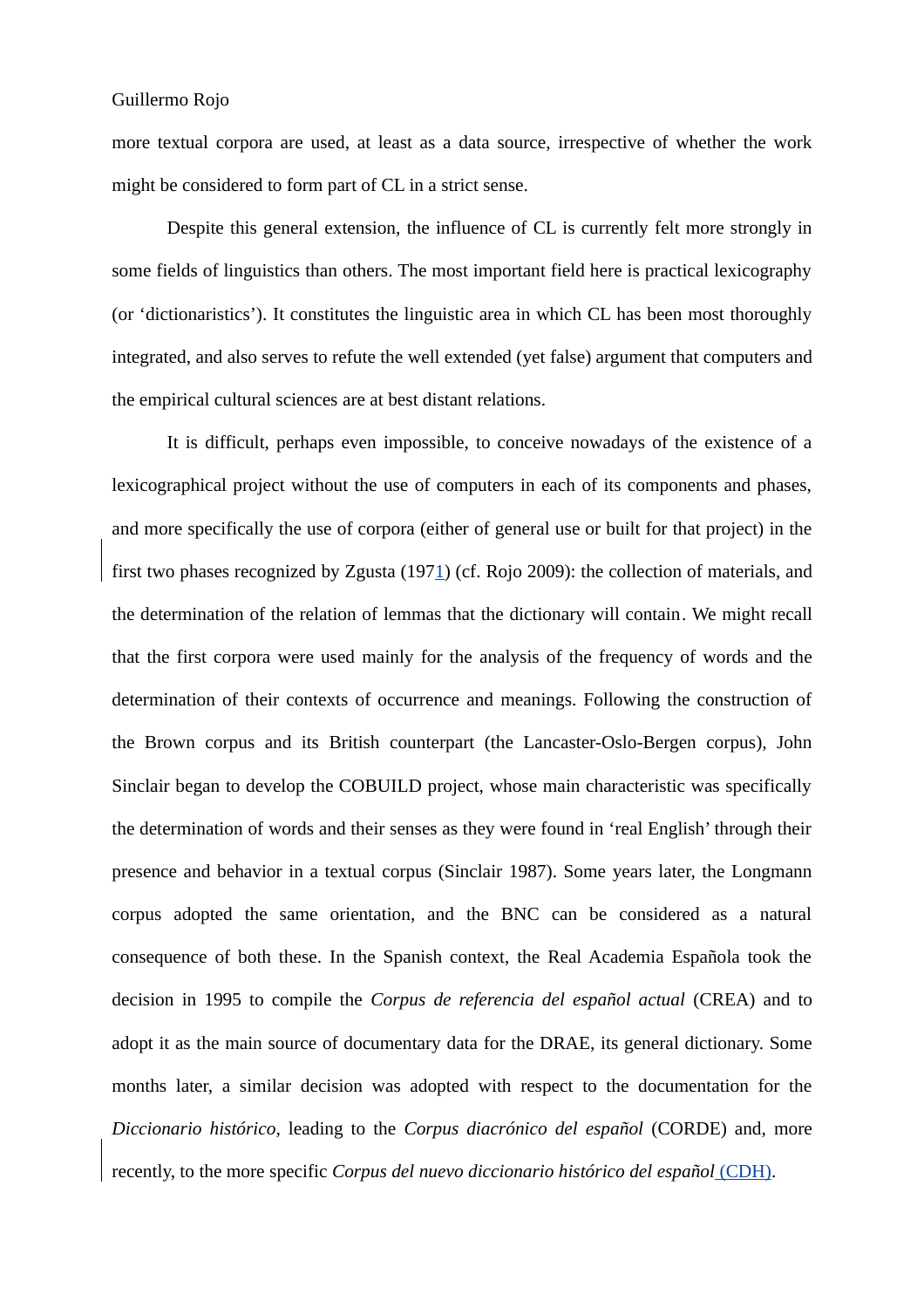more textual corpora are used, at least as a data source, irrespective of whether the work might be considered to form part of CL in a strict sense.

Despite this general extension, the influence of CL is currently felt more strongly in some fields of linguistics than others. The most important field here is practical lexicography (or 'dictionaristics'). It constitutes the linguistic area in which CL has been most thoroughly integrated, and also serves to refute the well extended (yet false) argument that computers and the empirical cultural sciences are at best distant relations.

It is difficult, perhaps even impossible, to conceive nowadays of the existence of a lexicographical project without the use of computers in each of its components and phases, and more specifically the use of corpora (either of general use or built for that project) in the first two phases recognized by Zgusta (1971) (cf. Rojo 2009): the collection of materials, and the determination of the relation of lemmas that the dictionary will contain. We might recall that the first corpora were used mainly for the analysis of the frequency of words and the determination of their contexts of occurrence and meanings. Following the construction of the Brown corpus and its British counterpart (the Lancaster-Oslo-Bergen corpus), John Sinclair began to develop the COBUILD project, whose main characteristic was specifically the determination of words and their senses as they were found in 'real English' through their presence and behavior in a textual corpus (Sinclair 1987). Some years later, the Longmann corpus adopted the same orientation, and the BNC can be considered as a natural consequence of both these. In the Spanish context, the Real Academia Española took the decision in 1995 to compile the *Corpus de referencia del español actual* (CREA) and to adopt it as the main source of documentary data for the DRAE, its general dictionary. Some months later, a similar decision was adopted with respect to the documentation for the *Diccionario histórico*, leading to the *Corpus diacrónico del español* (CORDE) and, more recently, to the more specific *Corpus del nuevo diccionario histórico del español* (CDH).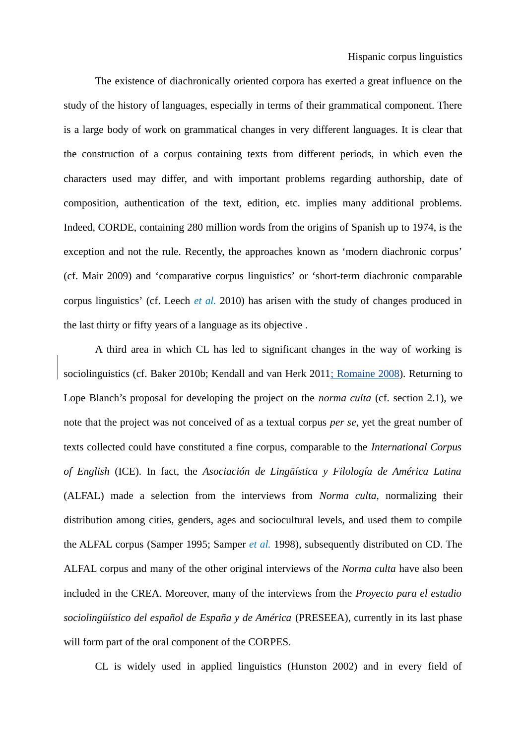The existence of diachronically oriented corpora has exerted a great influence on the study of the history of languages, especially in terms of their grammatical component. There is a large body of work on grammatical changes in very different languages. It is clear that the construction of a corpus containing texts from different periods, in which even the characters used may differ, and with important problems regarding authorship, date of composition, authentication of the text, edition, etc. implies many additional problems. Indeed, CORDE, containing 280 million words from the origins of Spanish up to 1974, is the exception and not the rule. Recently, the approaches known as 'modern diachronic corpus' (cf. Mair 2009) and 'comparative corpus linguistics' or 'short-term diachronic comparable corpus linguistics' (cf. Leech *et al.* 2010) has arisen with the study of changes produced in the last thirty or fifty years of a language as its objective .

A third area in which CL has led to significant changes in the way of working is sociolinguistics (cf. Baker 2010b; Kendall and van Herk 2011; Romaine 2008). Returning to Lope Blanch's proposal for developing the project on the *norma culta* (cf. section 2.1), we note that the project was not conceived of as a textual corpus *per se*, yet the great number of texts collected could have constituted a fine corpus, comparable to the *International Corpus of English* (ICE). In fact, the *Asociación de Lingüística y Filología de América Latina* (ALFAL) made a selection from the interviews from *Norma culta*, normalizing their distribution among cities, genders, ages and sociocultural levels, and used them to compile the ALFAL corpus (Samper 1995; Samper *et al.* 1998), subsequently distributed on CD. The ALFAL corpus and many of the other original interviews of the *Norma culta* have also been included in the CREA. Moreover, many of the interviews from the *Proyecto para el estudio sociolingüístico del español de España y de América* (PRESEEA), currently in its last phase will form part of the oral component of the CORPES.

CL is widely used in applied linguistics (Hunston 2002) and in every field of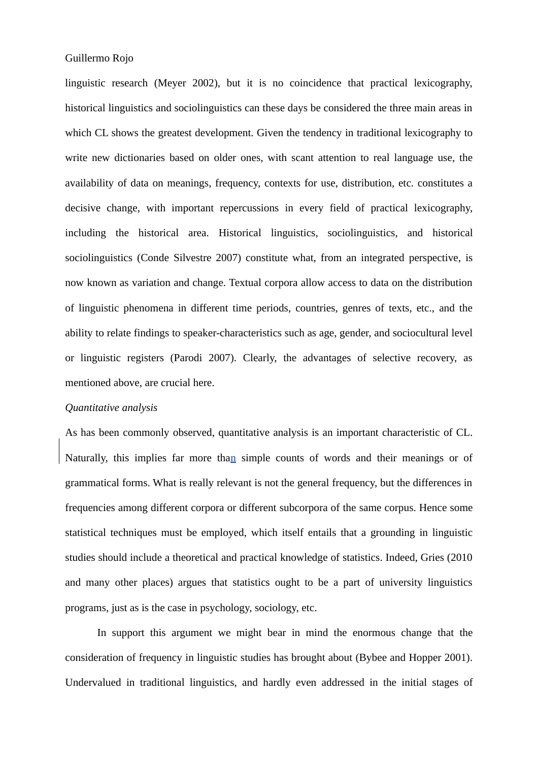linguistic research (Meyer 2002), but it is no coincidence that practical lexicography, historical linguistics and sociolinguistics can these days be considered the three main areas in which CL shows the greatest development. Given the tendency in traditional lexicography to write new dictionaries based on older ones, with scant attention to real language use, the availability of data on meanings, frequency, contexts for use, distribution, etc. constitutes a decisive change, with important repercussions in every field of practical lexicography, including the historical area. Historical linguistics, sociolinguistics, and historical sociolinguistics (Conde Silvestre 2007) constitute what, from an integrated perspective, is now known as variation and change. Textual corpora allow access to data on the distribution of linguistic phenomena in different time periods, countries, genres of texts, etc., and the ability to relate findings to speaker-characteristics such as age, gender, and sociocultural level or linguistic registers (Parodi 2007). Clearly, the advantages of selective recovery, as mentioned above, are crucial here.

*Quantitative analysis*

As has been commonly observed, quantitative analysis is an important characteristic of CL. Naturally, this implies far more than simple counts of words and their meanings or of grammatical forms. What is really relevant is not the general frequency, but the differences in frequencies among different corpora or different subcorpora of the same corpus. Hence some statistical techniques must be employed, which itself entails that a grounding in linguistic studies should include a theoretical and practical knowledge of statistics. Indeed, Gries (2010 and many other places) argues that statistics ought to be a part of university linguistics programs, just as is the case in psychology, sociology, etc.

In support this argument we might bear in mind the enormous change that the consideration of frequency in linguistic studies has brought about (Bybee and Hopper 2001). Undervalued in traditional linguistics, and hardly even addressed in the initial stages of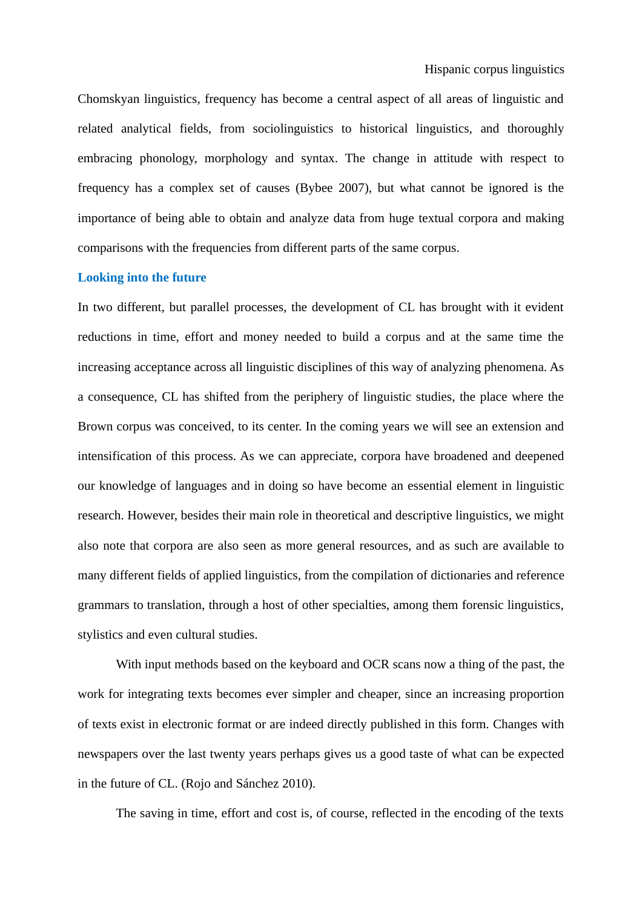Chomskyan linguistics, frequency has become a central aspect of all areas of linguistic and related analytical fields, from sociolinguistics to historical linguistics, and thoroughly embracing phonology, morphology and syntax. The change in attitude with respect to frequency has a complex set of causes (Bybee 2007), but what cannot be ignored is the importance of being able to obtain and analyze data from huge textual corpora and making comparisons with the frequencies from different parts of the same corpus.

## Looking into the future

In two different, but parallel processes, the development of CL has brought with it evident reductions in time, effort and money needed to build a corpus and at the same time the increasing acceptance across all linguistic disciplines of this way of analyzing phenomena. As a consequence, CL has shifted from the periphery of linguistic studies, the place where the Brown corpus was conceived, to its center. In the coming years we will see an extension and intensification of this process. As we can appreciate, corpora have broadened and deepened our knowledge of languages and in doing so have become an essential element in linguistic research. However, besides their main role in theoretical and descriptive linguistics, we might also note that corpora are also seen as more general resources, and as such are available to many different fields of applied linguistics, from the compilation of dictionaries and reference grammars to translation, through a host of other specialties, among them forensic linguistics, stylistics and even cultural studies.

With input methods based on the keyboard and OCR scans now a thing of the past, the work for integrating texts becomes ever simpler and cheaper, since an increasing proportion of texts exist in electronic format or are indeed directly published in this form. Changes with newspapers over the last twenty years perhaps gives us a good taste of what can be expected in the future of CL. (Rojo and Sánchez 2010).

The saving in time, effort and cost is, of course, reflected in the encoding of the texts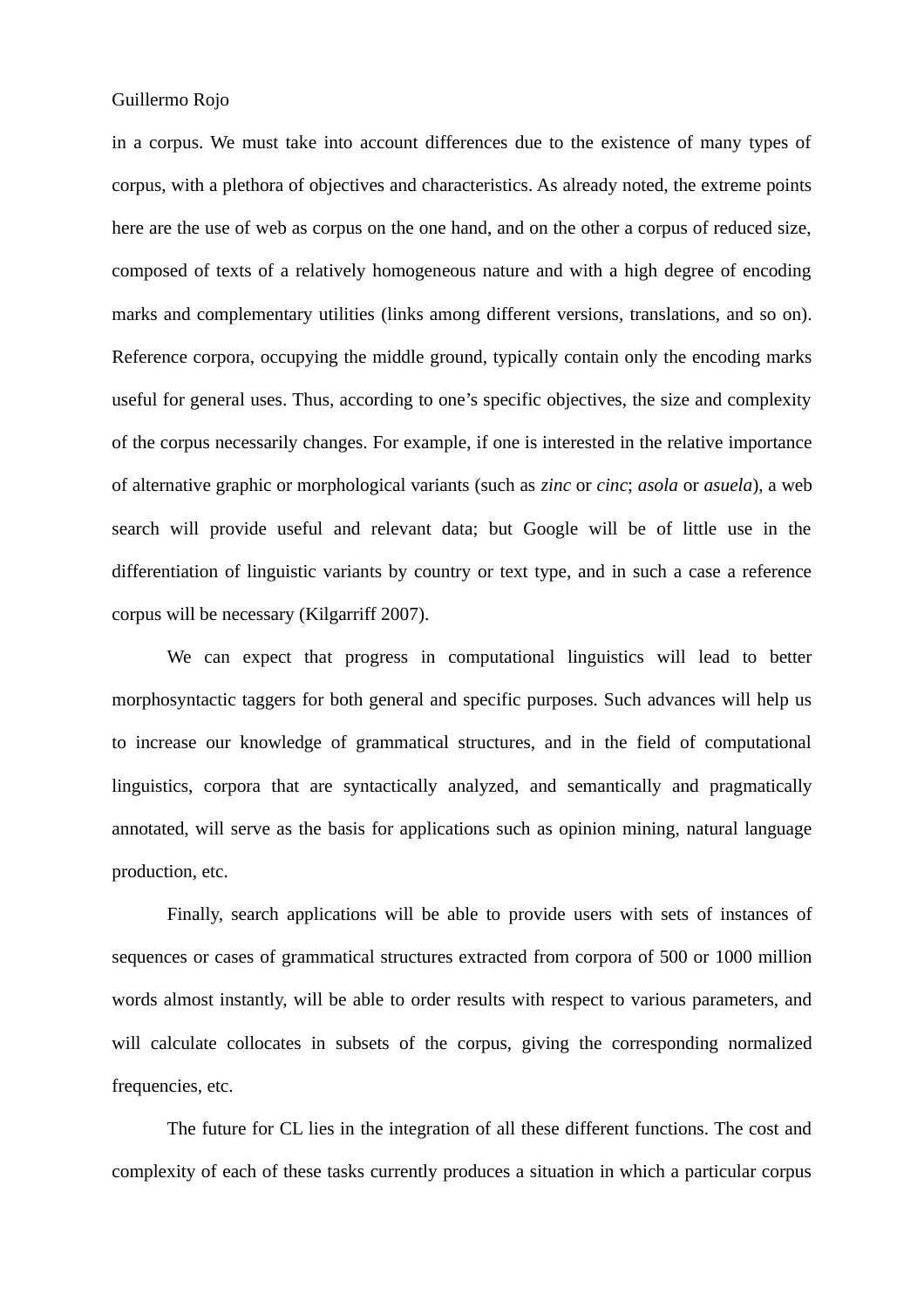in a corpus. We must take into account differences due to the existence of many types of corpus, with a plethora of objectives and characteristics. As already noted, the extreme points here are the use of web as corpus on the one hand, and on the other a corpus of reduced size, composed of texts of a relatively homogeneous nature and with a high degree of encoding marks and complementary utilities (links among different versions, translations, and so on). Reference corpora, occupying the middle ground, typically contain only the encoding marks useful for general uses. Thus, according to one's specific objectives, the size and complexity of the corpus necessarily changes. For example, if one is interested in the relative importance of alternative graphic or morphological variants (such as *zinc* or *cinc*; *asola* or *asuela*), a web search will provide useful and relevant data; but Google will be of little use in the differentiation of linguistic variants by country or text type, and in such a case a reference corpus will be necessary (Kilgarriff 2007).

We can expect that progress in computational linguistics will lead to better morphosyntactic taggers for both general and specific purposes. Such advances will help us to increase our knowledge of grammatical structures, and in the field of computational linguistics, corpora that are syntactically analyzed, and semantically and pragmatically annotated, will serve as the basis for applications such as opinion mining, natural language production, etc.

Finally, search applications will be able to provide users with sets of instances of sequences or cases of grammatical structures extracted from corpora of 500 or 1000 million words almost instantly, will be able to order results with respect to various parameters, and will calculate collocates in subsets of the corpus, giving the corresponding normalized frequencies, etc.

The future for CL lies in the integration of all these different functions. The cost and complexity of each of these tasks currently produces a situation in which a particular corpus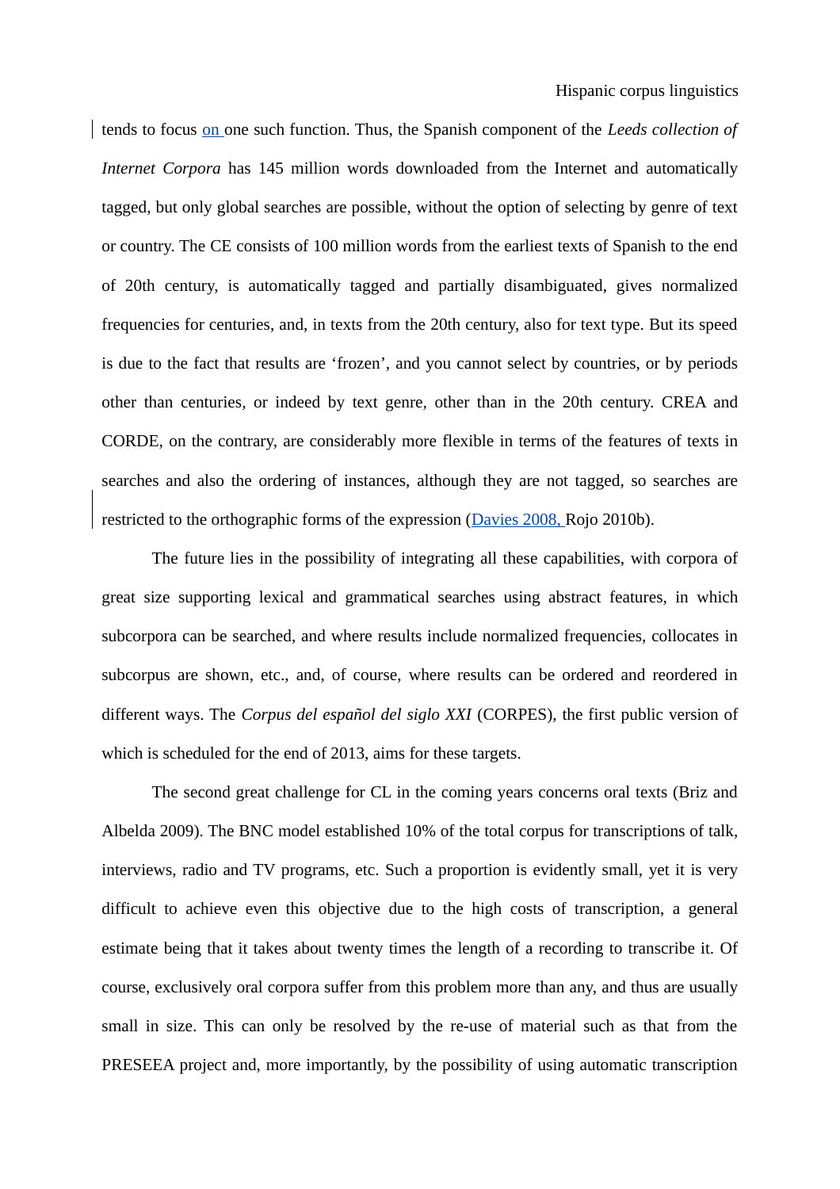tends to focus on one such function. Thus, the Spanish component of the *Leeds collection of Internet Corpora* has 145 million words downloaded from the Internet and automatically tagged, but only global searches are possible, without the option of selecting by genre of text or country. The CE consists of 100 million words from the earliest texts of Spanish to the end of 20th century, is automatically tagged and partially disambiguated, gives normalized frequencies for centuries, and, in texts from the 20th century, also for text type. But its speed is due to the fact that results are 'frozen', and you cannot select by countries, or by periods other than centuries, or indeed by text genre, other than in the 20th century. CREA and CORDE, on the contrary, are considerably more flexible in terms of the features of texts in searches and also the ordering of instances, although they are not tagged, so searches are restricted to the orthographic forms of the expression (Davies 2008, Rojo 2010b).

The future lies in the possibility of integrating all these capabilities, with corpora of great size supporting lexical and grammatical searches using abstract features, in which subcorpora can be searched, and where results include normalized frequencies, collocates in subcorpus are shown, etc., and, of course, where results can be ordered and reordered in different ways. The *Corpus del español del siglo XXI* (CORPES), the first public version of which is scheduled for the end of 2013, aims for these targets.

The second great challenge for CL in the coming years concerns oral texts (Briz and Albelda 2009). The BNC model established 10% of the total corpus for transcriptions of talk, interviews, radio and TV programs, etc. Such a proportion is evidently small, yet it is very difficult to achieve even this objective due to the high costs of transcription, a general estimate being that it takes about twenty times the length of a recording to transcribe it. Of course, exclusively oral corpora suffer from this problem more than any, and thus are usually small in size. This can only be resolved by the re-use of material such as that from the PRESEEA project and, more importantly, by the possibility of using automatic transcription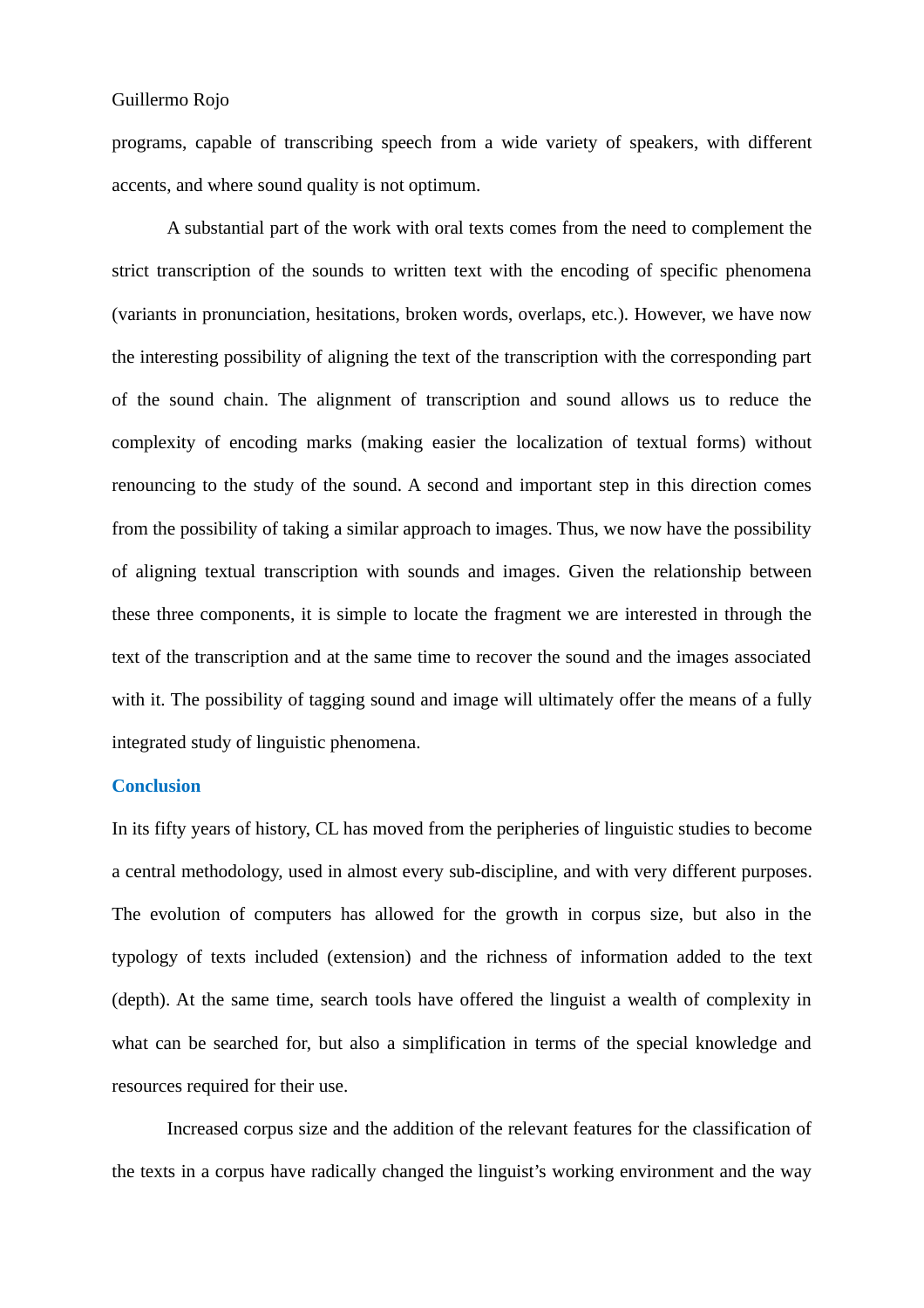programs, capable of transcribing speech from a wide variety of speakers, with different accents, and where sound quality is not optimum.

A substantial part of the work with oral texts comes from the need to complement the strict transcription of the sounds to written text with the encoding of specific phenomena (variants in pronunciation, hesitations, broken words, overlaps, etc.). However, we have now the interesting possibility of aligning the text of the transcription with the corresponding part of the sound chain. The alignment of transcription and sound allows us to reduce the complexity of encoding marks (making easier the localization of textual forms) without renouncing to the study of the sound. A second and important step in this direction comes from the possibility of taking a similar approach to images. Thus, we now have the possibility of aligning textual transcription with sounds and images. Given the relationship between these three components, it is simple to locate the fragment we are interested in through the text of the transcription and at the same time to recover the sound and the images associated with it. The possibility of tagging sound and image will ultimately offer the means of a fully integrated study of linguistic phenomena.

## Conclusion

In its fifty years of history, CL has moved from the peripheries of linguistic studies to become a central methodology, used in almost every sub-discipline, and with very different purposes. The evolution of computers has allowed for the growth in corpus size, but also in the typology of texts included (extension) and the richness of information added to the text (depth). At the same time, search tools have offered the linguist a wealth of complexity in what can be searched for, but also a simplification in terms of the special knowledge and resources required for their use.

Increased corpus size and the addition of the relevant features for the classification of the texts in a corpus have radically changed the linguist's working environment and the way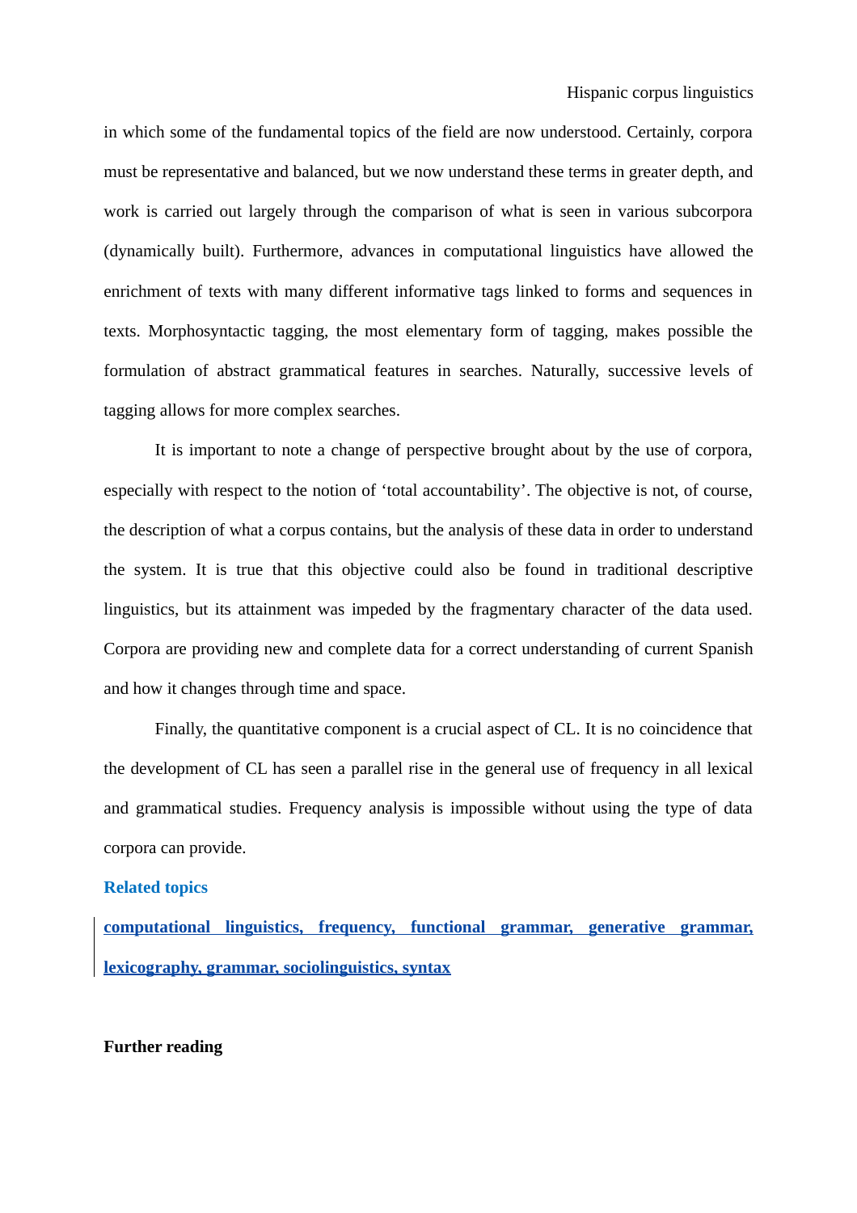in which some of the fundamental topics of the field are now understood. Certainly, corpora must be representative and balanced, but we now understand these terms in greater depth, and work is carried out largely through the comparison of what is seen in various subcorpora (dynamically built). Furthermore, advances in computational linguistics have allowed the enrichment of texts with many different informative tags linked to forms and sequences in texts. Morphosyntactic tagging, the most elementary form of tagging, makes possible the formulation of abstract grammatical features in searches. Naturally, successive levels of tagging allows for more complex searches.

It is important to note a change of perspective brought about by the use of corpora, especially with respect to the notion of 'total accountability'. The objective is not, of course, the description of what a corpus contains, but the analysis of these data in order to understand the system. It is true that this objective could also be found in traditional descriptive linguistics, but its attainment was impeded by the fragmentary character of the data used. Corpora are providing new and complete data for a correct understanding of current Spanish and how it changes through time and space.

Finally, the quantitative component is a crucial aspect of CL. It is no coincidence that the development of CL has seen a parallel rise in the general use of frequency in all lexical and grammatical studies. Frequency analysis is impossible without using the type of data corpora can provide.

**Related topics**

**computational linguistics, frequency, functional grammar, generative grammar, lexicography, grammar, sociolinguistics, syntax**

**Further reading**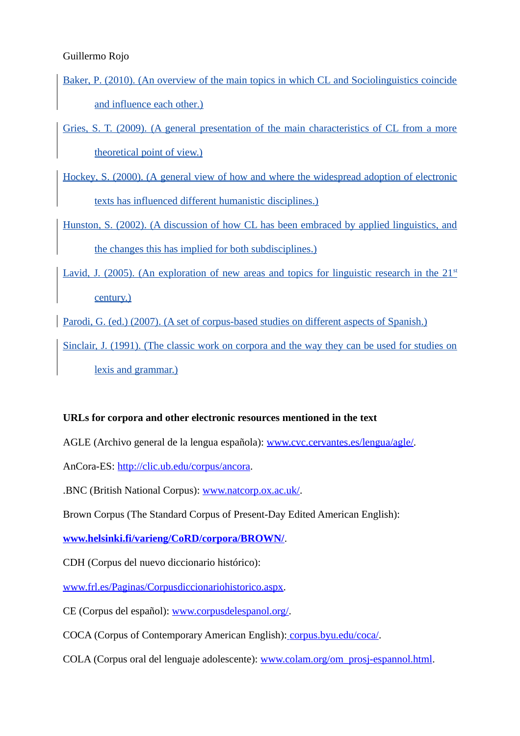Guillermo Rojo

Baker, P. (2010). (An overview of the main topics in which CL and Sociolinguistics coincide and influence each other.)

Gries, S. T. (2009). (A general presentation of the main characteristics of CL from a more theoretical point of view.)

Hockey, S. (2000). (A general view of how and where the widespread adoption of electronic texts has influenced different humanistic disciplines.)

Hunston, S. (2002). (A discussion of how CL has been embraced by applied linguistics, and the changes this has implied for both subdisciplines.)

Lavid, J. (2005). (An exploration of new areas and topics for linguistic research in the 21st century.)

Parodi, G. (ed.) (2007). (A set of corpus-based studies on different aspects of Spanish.)

Sinclair, J. (1991). (The classic work on corpora and the way they can be used for studies on lexis and grammar.)

**URLs for corpora and other electronic resources mentioned in the text**

AGLE (Archivo general de la lengua española): www.cvc.cervantes.es/lengua/agle/.

AnCora-ES: http://clic.ub.edu/corpus/ancora.

.BNC (British National Corpus): www.natcorp.ox.ac.uk/.

Brown Corpus (The Standard Corpus of Present-Day Edited American English):

**www.helsinki.fi/varieng/CoRD/corpora/BROWN/**.

CDH (Corpus del nuevo diccionario histórico):

www.frl.es/Paginas/Corpusdiccionariohistorico.aspx.

CE (Corpus del español): www.corpusdelespanol.org/.

COCA (Corpus of Contemporary American English): corpus.byu.edu/coca/.

COLA (Corpus oral del lenguaje adolescente): www.colam.org/om_prosj-espannol.html.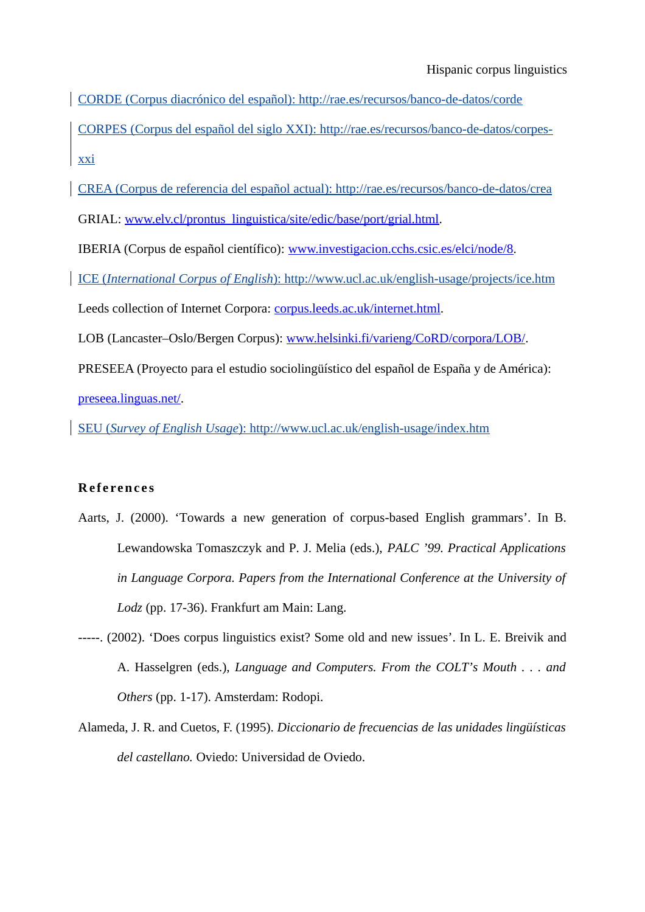CORDE (Corpus diacrónico del español): http://rae.es/recursos/banco-de-datos/corde

CORPES (Corpus del español del siglo XXI): http://rae.es/recursos/banco-de-datos/corpes-xxi

CREA (Corpus de referencia del español actual): http://rae.es/recursos/banco-de-datos/crea

GRIAL: www.elv.cl/prontus_linguistica/site/edic/base/port/grial.html.

IBERIA (Corpus de español científico): www.investigacion.cchs.csic.es/elci/node/8.

ICE (*International Corpus of English*): http://www.ucl.ac.uk/english-usage/projects/ice.htm

Leeds collection of Internet Corpora: corpus.leeds.ac.uk/internet.html.

LOB (Lancaster–Oslo/Bergen Corpus): www.helsinki.fi/varieng/CoRD/corpora/LOB/.

PRESEEA (Proyecto para el estudio sociolingüístico del español de España y de América): preseea.linguas.net/.

SEU (*Survey of English Usage*): http://www.ucl.ac.uk/english-usage/index.htm

## References

Aarts, J. (2000). 'Towards a new generation of corpus-based English grammars'. In B. Lewandowska Tomaszczyk and P. J. Melia (eds.), *PALC '99. Practical Applications in Language Corpora. Papers from the International Conference at the University of Lodz* (pp. 17-36). Frankfurt am Main: Lang.

-----. (2002). 'Does corpus linguistics exist? Some old and new issues'. In L. E. Breivik and A. Hasselgren (eds.), *Language and Computers. From the COLT's Mouth . . . and Others* (pp. 1-17). Amsterdam: Rodopi.

Alameda, J. R. and Cuetos, F. (1995). *Diccionario de frecuencias de las unidades lingüísticas del castellano.* Oviedo: Universidad de Oviedo.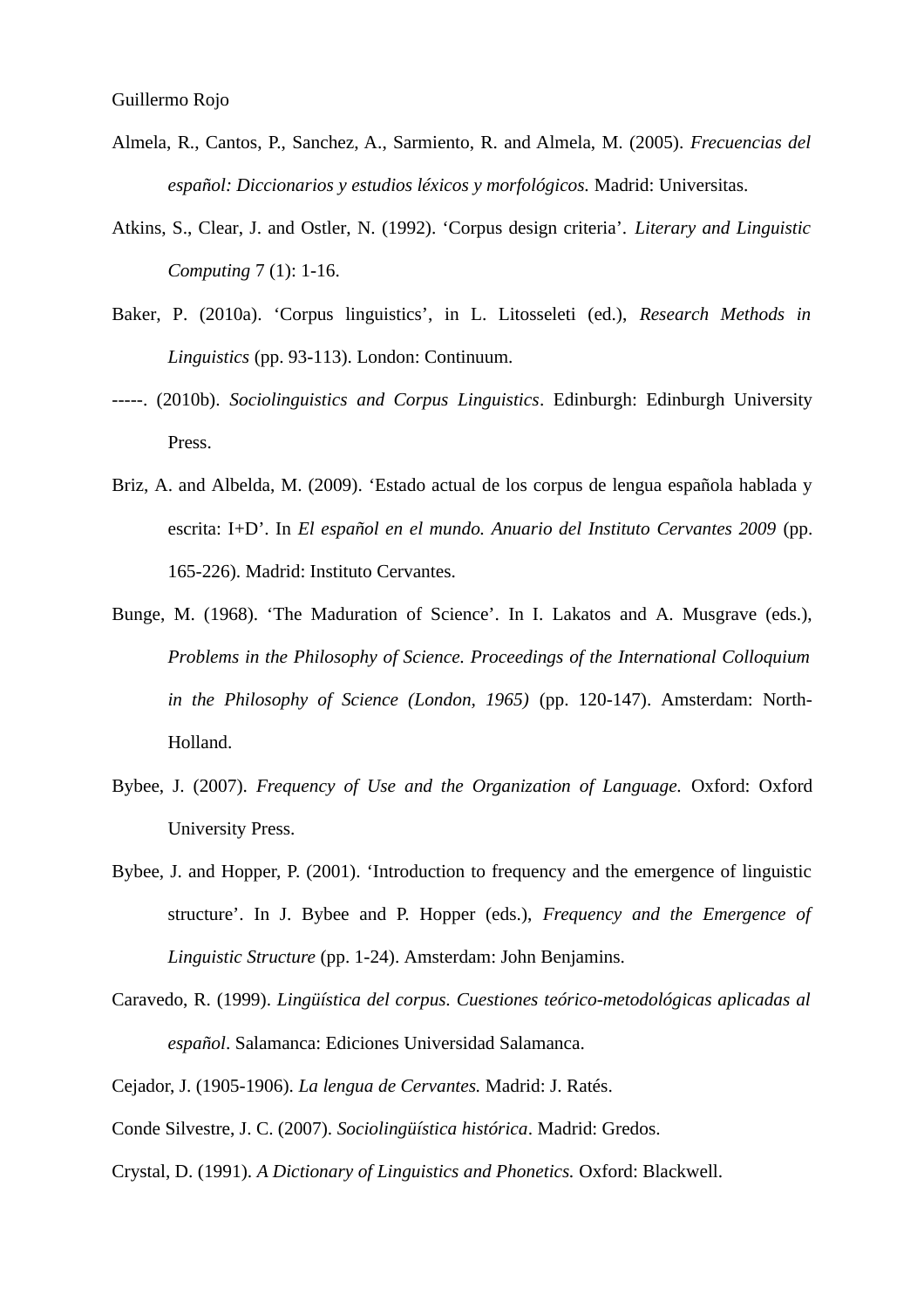Almela, R., Cantos, P., Sanchez, A., Sarmiento, R. and Almela, M. (2005). *Frecuencias del español: Diccionarios y estudios léxicos y morfológicos.* Madrid: Universitas.

Atkins, S., Clear, J. and Ostler, N. (1992). 'Corpus design criteria'. *Literary and Linguistic Computing* 7 (1): 1-16.

Baker, P. (2010a). 'Corpus linguistics', in L. Litosseleti (ed.), *Research Methods in Linguistics* (pp. 93-113). London: Continuum.

-----. (2010b). *Sociolinguistics and Corpus Linguistics*. Edinburgh: Edinburgh University Press.

Briz, A. and Albelda, M. (2009). 'Estado actual de los corpus de lengua española hablada y escrita: I+D'. In *El español en el mundo. Anuario del Instituto Cervantes 2009* (pp. 165-226). Madrid: Instituto Cervantes.

Bunge, M. (1968). 'The Maduration of Science'. In I. Lakatos and A. Musgrave (eds.), *Problems in the Philosophy of Science. Proceedings of the International Colloquium in the Philosophy of Science (London, 1965)* (pp. 120-147). Amsterdam: North-Holland.

Bybee, J. (2007). *Frequency of Use and the Organization of Language.* Oxford: Oxford University Press.

Bybee, J. and Hopper, P. (2001). 'Introduction to frequency and the emergence of linguistic structure'. In J. Bybee and P. Hopper (eds.), *Frequency and the Emergence of Linguistic Structure* (pp. 1-24). Amsterdam: John Benjamins.

Caravedo, R. (1999). *Lingüística del corpus. Cuestiones teórico-metodológicas aplicadas al español*. Salamanca: Ediciones Universidad Salamanca.

Cejador, J. (1905-1906). *La lengua de Cervantes.* Madrid: J. Ratés.

Conde Silvestre, J. C. (2007). *Sociolingüística histórica*. Madrid: Gredos.

Crystal, D. (1991). *A Dictionary of Linguistics and Phonetics.* Oxford: Blackwell.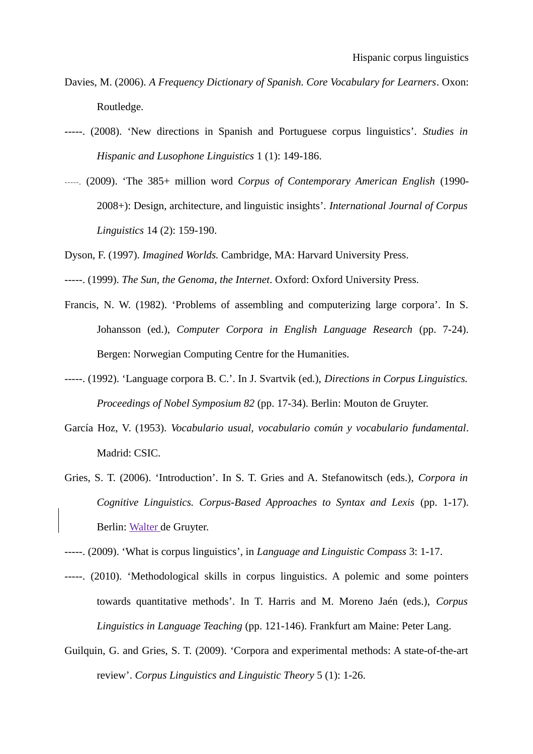Davies, M. (2006). *A Frequency Dictionary of Spanish. Core Vocabulary for Learners*. Oxon: Routledge.

-----. (2008). 'New directions in Spanish and Portuguese corpus linguistics'. *Studies in Hispanic and Lusophone Linguistics* 1 (1): 149-186.

-----. (2009). 'The 385+ million word *Corpus of Contemporary American English* (1990-2008+): Design, architecture, and linguistic insights'. *International Journal of Corpus Linguistics* 14 (2): 159-190.

Dyson, F. (1997). *Imagined Worlds.* Cambridge, MA: Harvard University Press.

-----. (1999). *The Sun, the Genoma, the Internet*. Oxford: Oxford University Press.

Francis, N. W. (1982). 'Problems of assembling and computerizing large corpora'. In S. Johansson (ed.), *Computer Corpora in English Language Research* (pp. 7-24). Bergen: Norwegian Computing Centre for the Humanities.

-----. (1992). 'Language corpora B. C.'. In J. Svartvik (ed.), *Directions in Corpus Linguistics. Proceedings of Nobel Symposium 82* (pp. 17-34). Berlin: Mouton de Gruyter.

García Hoz, V. (1953). *Vocabulario usual, vocabulario común y vocabulario fundamental*. Madrid: CSIC.

Gries, S. T. (2006). 'Introduction'. In S. T. Gries and A. Stefanowitsch (eds.), *Corpora in Cognitive Linguistics. Corpus-Based Approaches to Syntax and Lexis* (pp. 1-17). Berlin: Walter de Gruyter.

-----. (2009). 'What is corpus linguistics', in *Language and Linguistic Compass* 3: 1-17.

-----. (2010). 'Methodological skills in corpus linguistics. A polemic and some pointers towards quantitative methods'. In T. Harris and M. Moreno Jaén (eds.), *Corpus Linguistics in Language Teaching* (pp. 121-146). Frankfurt am Maine: Peter Lang.

Guilquin, G. and Gries, S. T. (2009). 'Corpora and experimental methods: A state-of-the-art review'. *Corpus Linguistics and Linguistic Theory* 5 (1): 1-26.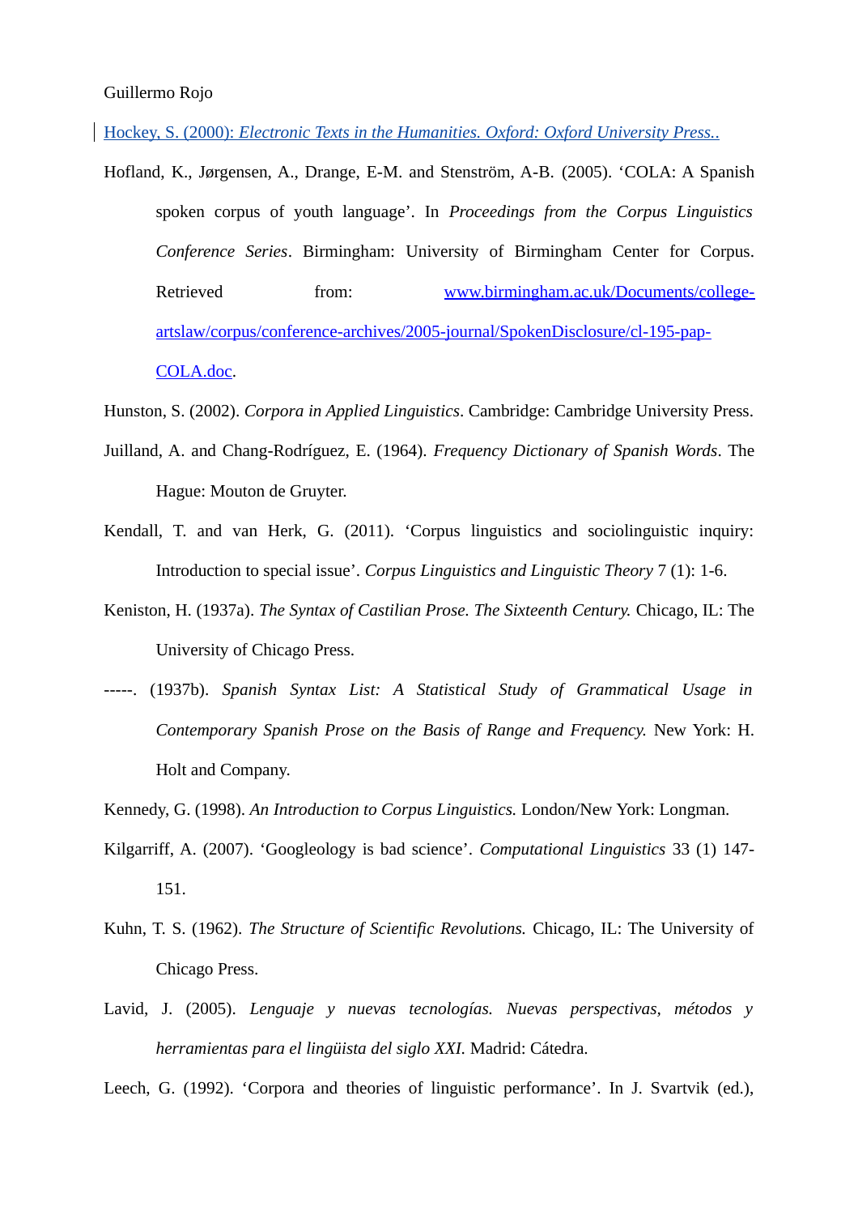Hockey, S. (2000): *Electronic Texts in the Humanities. Oxford: Oxford University Press..*

Hofland, K., Jørgensen, A., Drange, E-M. and Stenström, A-B. (2005). 'COLA: A Spanish spoken corpus of youth language'. In *Proceedings from the Corpus Linguistics Conference Series*. Birmingham: University of Birmingham Center for Corpus. Retrieved from: www.birmingham.ac.uk/Documents/college-artslaw/corpus/conference-archives/2005-journal/SpokenDisclosure/cl-195-pap-COLA.doc.

Hunston, S. (2002). *Corpora in Applied Linguistics*. Cambridge: Cambridge University Press.

Juilland, A. and Chang-Rodríguez, E. (1964). *Frequency Dictionary of Spanish Words*. The Hague: Mouton de Gruyter.

Kendall, T. and van Herk, G. (2011). 'Corpus linguistics and sociolinguistic inquiry: Introduction to special issue'. *Corpus Linguistics and Linguistic Theory* 7 (1): 1-6.

Keniston, H. (1937a). *The Syntax of Castilian Prose. The Sixteenth Century.* Chicago, IL: The University of Chicago Press.

-----. (1937b). *Spanish Syntax List: A Statistical Study of Grammatical Usage in Contemporary Spanish Prose on the Basis of Range and Frequency.* New York: H. Holt and Company.

Kennedy, G. (1998). *An Introduction to Corpus Linguistics.* London/New York: Longman.

Kilgarriff, A. (2007). 'Googleology is bad science'. *Computational Linguistics* 33 (1) 147-151.

Kuhn, T. S. (1962). *The Structure of Scientific Revolutions.* Chicago, IL: The University of Chicago Press.

Lavid, J. (2005). *Lenguaje y nuevas tecnologías. Nuevas perspectivas, métodos y herramientas para el lingüista del siglo XXI.* Madrid: Cátedra.

Leech, G. (1992). 'Corpora and theories of linguistic performance'. In J. Svartvik (ed.),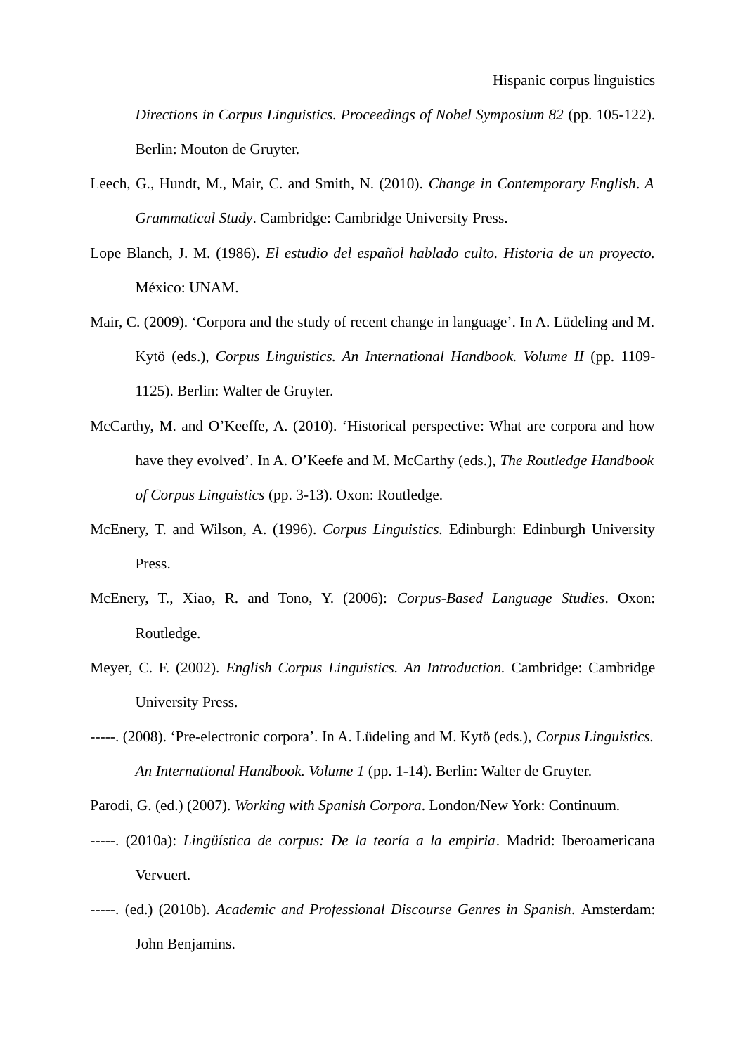*Directions in Corpus Linguistics. Proceedings of Nobel Symposium 82* (pp. 105-122). Berlin: Mouton de Gruyter.

Leech, G., Hundt, M., Mair, C. and Smith, N. (2010). *Change in Contemporary English*. *A Grammatical Study*. Cambridge: Cambridge University Press.

Lope Blanch, J. M. (1986). *El estudio del español hablado culto. Historia de un proyecto.* México: UNAM.

Mair, C. (2009). 'Corpora and the study of recent change in language'. In A. Lüdeling and M. Kytö (eds.), *Corpus Linguistics. An International Handbook. Volume II* (pp. 1109-1125). Berlin: Walter de Gruyter.

McCarthy, M. and O'Keeffe, A. (2010). 'Historical perspective: What are corpora and how have they evolved'. In A. O'Keefe and M. McCarthy (eds.), *The Routledge Handbook of Corpus Linguistics* (pp. 3-13). Oxon: Routledge.

McEnery, T. and Wilson, A. (1996). *Corpus Linguistics*. Edinburgh: Edinburgh University Press.

McEnery, T., Xiao, R. and Tono, Y. (2006): *Corpus-Based Language Studies*. Oxon: Routledge.

Meyer, C. F. (2002). *English Corpus Linguistics. An Introduction.* Cambridge: Cambridge University Press.

-----. (2008). 'Pre-electronic corpora'. In A. Lüdeling and M. Kytö (eds.), *Corpus Linguistics. An International Handbook. Volume 1* (pp. 1-14). Berlin: Walter de Gruyter.

Parodi, G. (ed.) (2007). *Working with Spanish Corpora*. London/New York: Continuum.

-----. (2010a): *Lingüística de corpus: De la teoría a la empiria*. Madrid: Iberoamericana Vervuert.

-----. (ed.) (2010b). *Academic and Professional Discourse Genres in Spanish*. Amsterdam: John Benjamins.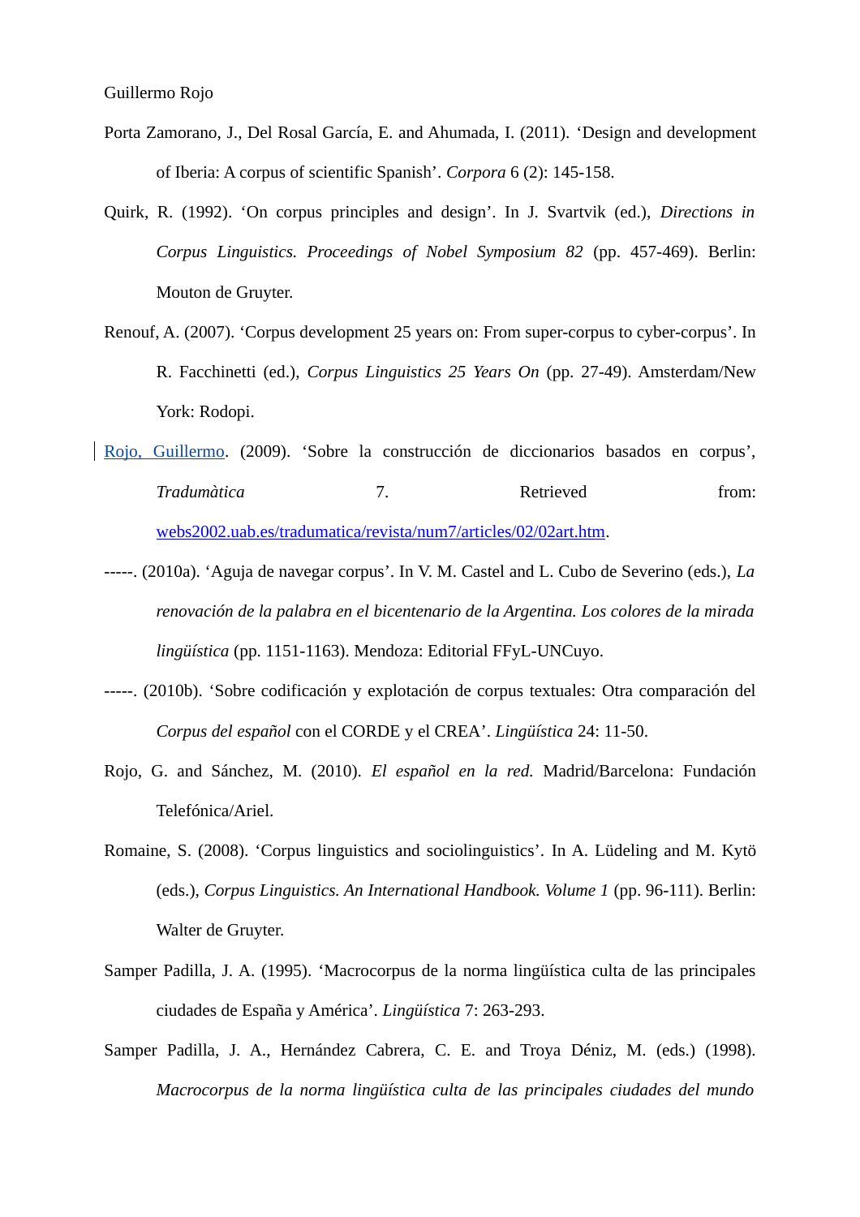Porta Zamorano, J., Del Rosal García, E. and Ahumada, I. (2011). ‘Design and development of Iberia: A corpus of scientific Spanish’. *Corpora* 6 (2): 145-158.

Quirk, R. (1992). ‘On corpus principles and design’. In J. Svartvik (ed.), *Directions in Corpus Linguistics. Proceedings of Nobel Symposium 82* (pp. 457-469). Berlin: Mouton de Gruyter.

Renouf, A. (2007). ‘Corpus development 25 years on: From super-corpus to cyber-corpus’. In R. Facchinetti (ed.), *Corpus Linguistics 25 Years On* (pp. 27-49). Amsterdam/New York: Rodopi.

Rojo, Guillermo. (2009). ‘Sobre la construcción de diccionarios basados en corpus’, *Tradumàtica* 7. Retrieved from: webs2002.uab.es/tradumatica/revista/num7/articles/02/02art.htm.

-----. (2010a). ‘Aguja de navegar corpus’. In V. M. Castel and L. Cubo de Severino (eds.), *La renovación de la palabra en el bicentenario de la Argentina. Los colores de la mirada lingüística* (pp. 1151-1163). Mendoza: Editorial FFyL-UNCuyo.

-----. (2010b). ‘Sobre codificación y explotación de corpus textuales: Otra comparación del *Corpus del español* con el CORDE y el CREA’. *Lingüística* 24: 11-50.

Rojo, G. and Sánchez, M. (2010). *El español en la red.* Madrid/Barcelona: Fundación Telefónica/Ariel.

Romaine, S. (2008). ‘Corpus linguistics and sociolinguistics’. In A. Lüdeling and M. Kytö (eds.), *Corpus Linguistics. An International Handbook. Volume 1* (pp. 96-111). Berlin: Walter de Gruyter.

Samper Padilla, J. A. (1995). ‘Macrocorpus de la norma lingüística culta de las principales ciudades de España y América’. *Lingüística* 7: 263-293.

Samper Padilla, J. A., Hernández Cabrera, C. E. and Troya Déniz, M. (eds.) (1998). *Macrocorpus de la norma lingüística culta de las principales ciudades del mundo*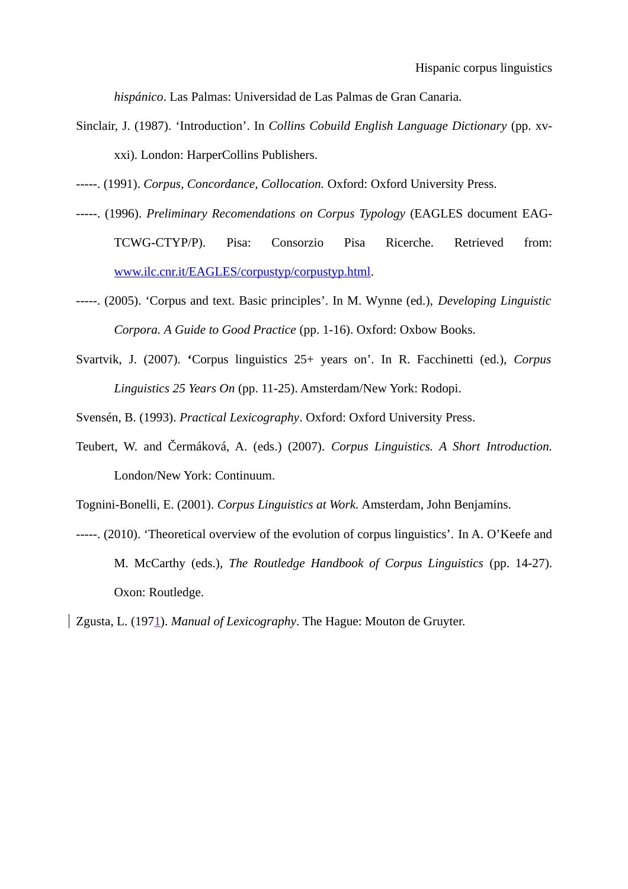*hispánico*. Las Palmas: Universidad de Las Palmas de Gran Canaria.

Sinclair, J. (1987). 'Introduction'. In *Collins Cobuild English Language Dictionary* (pp. xv-xxi). London: HarperCollins Publishers.

-----. (1991). *Corpus, Concordance, Collocation.* Oxford: Oxford University Press.

-----. (1996). *Preliminary Recomendations on Corpus Typology* (EAGLES document EAG-TCWG-CTYP/P). Pisa: Consorzio Pisa Ricerche. Retrieved from: www.ilc.cnr.it/EAGLES/corpustyp/corpustyp.html.

-----. (2005). 'Corpus and text. Basic principles'. In M. Wynne (ed.), *Developing Linguistic Corpora. A Guide to Good Practice* (pp. 1-16). Oxford: Oxbow Books.

Svartvik, J. (2007). **'**Corpus linguistics 25+ years on'. In R. Facchinetti (ed.), *Corpus Linguistics 25 Years On* (pp. 11-25). Amsterdam/New York: Rodopi.

Svensén, B. (1993). *Practical Lexicography*. Oxford: Oxford University Press.

Teubert, W. and Čermáková, A. (eds.) (2007). *Corpus Linguistics. A Short Introduction.* London/New York: Continuum.

Tognini-Bonelli, E. (2001). *Corpus Linguistics at Work.* Amsterdam, John Benjamins.

-----. (2010). 'Theoretical overview of the evolution of corpus linguistics'. In A. O'Keefe and M. McCarthy (eds.), *The Routledge Handbook of Corpus Linguistics* (pp. 14-27). Oxon: Routledge.

Zgusta, L. (1971). *Manual of Lexicography*. The Hague: Mouton de Gruyter.